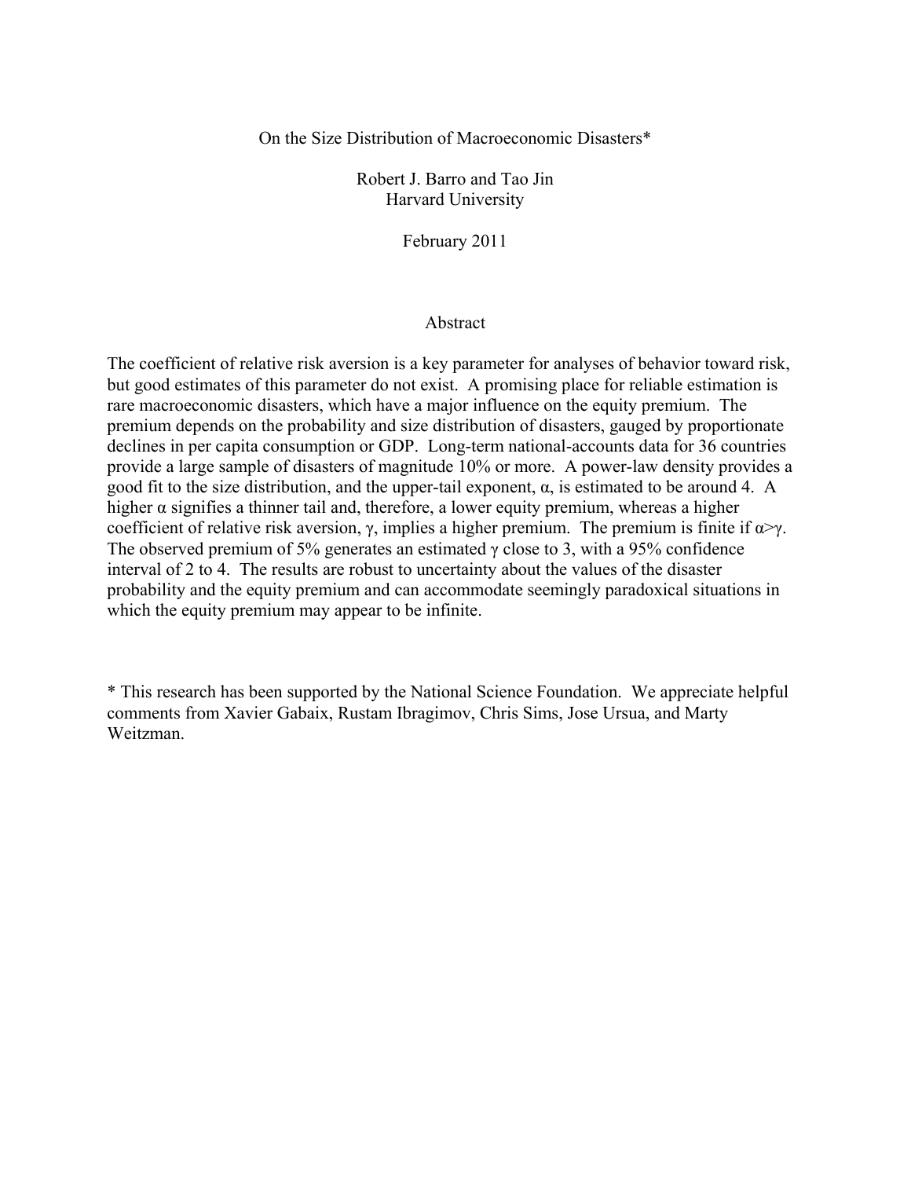# On the Size Distribution of Macroeconomic Disasters*

Robert J. Barro and Tao Jin
Harvard University

February 2011

## Abstract

The coefficient of relative risk aversion is a key parameter for analyses of behavior toward risk, but good estimates of this parameter do not exist. A promising place for reliable estimation is rare macroeconomic disasters, which have a major influence on the equity premium. The premium depends on the probability and size distribution of disasters, gauged by proportionate declines in per capita consumption or GDP. Long-term national-accounts data for 36 countries provide a large sample of disasters of magnitude 10% or more. A power-law density provides a good fit to the size distribution, and the upper-tail exponent, $\alpha$, is estimated to be around 4. A higher $\alpha$ signifies a thinner tail and, therefore, a lower equity premium, whereas a higher coefficient of relative risk aversion, $\gamma$, implies a higher premium. The premium is finite if $\alpha > \gamma$. The observed premium of 5% generates an estimated $\gamma$ close to 3, with a 95% confidence interval of 2 to 4. The results are robust to uncertainty about the values of the disaster probability and the equity premium and can accommodate seemingly paradoxical situations in which the equity premium may appear to be infinite.

* This research has been supported by the National Science Foundation. We appreciate helpful comments from Xavier Gabaix, Rustam Ibragimov, Chris Sims, Jose Ursua, and Marty Weitzman.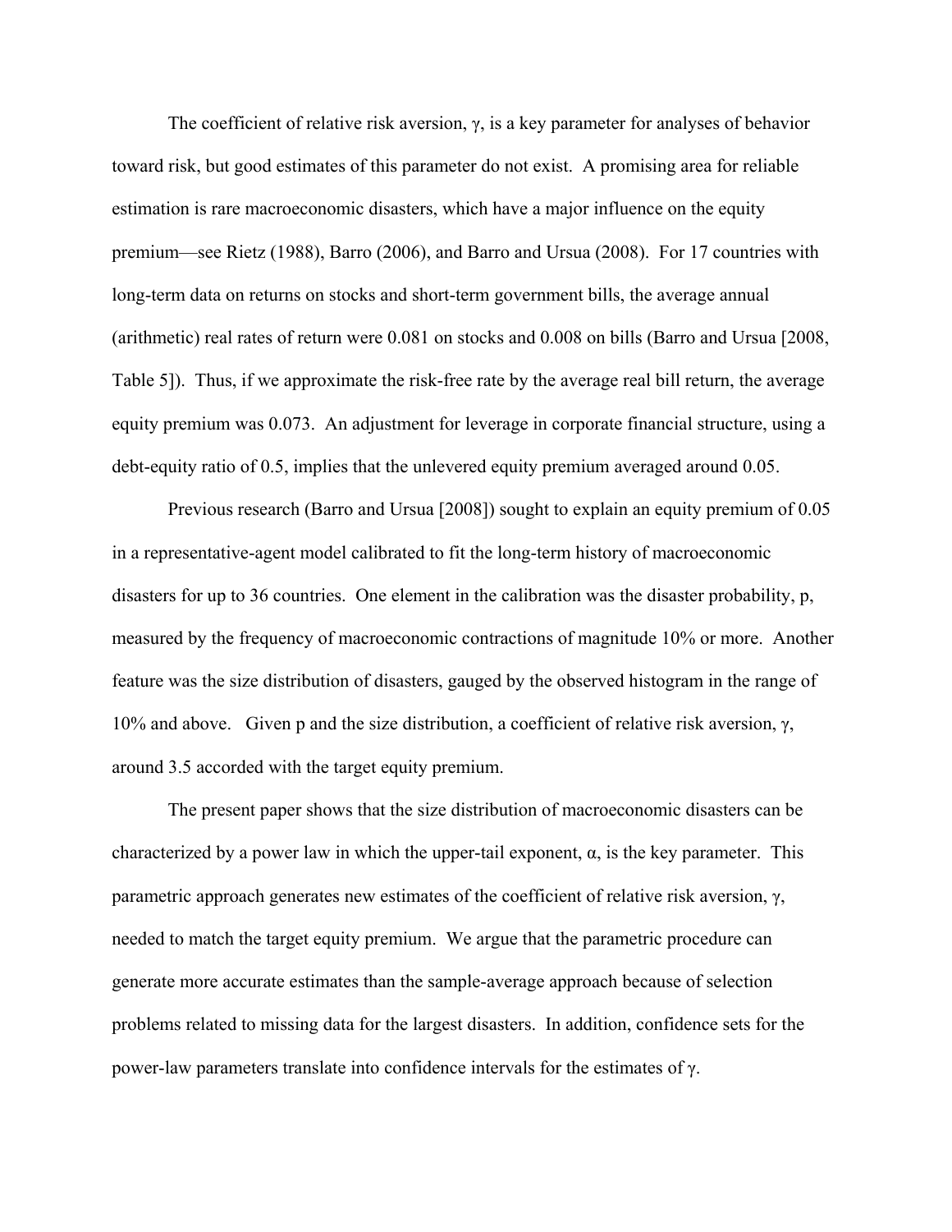The coefficient of relative risk aversion, $\gamma$, is a key parameter for analyses of behavior toward risk, but good estimates of this parameter do not exist. A promising area for reliable estimation is rare macroeconomic disasters, which have a major influence on the equity premium—see Rietz (1988), Barro (2006), and Barro and Ursua (2008). For 17 countries with long-term data on returns on stocks and short-term government bills, the average annual (arithmetic) real rates of return were 0.081 on stocks and 0.008 on bills (Barro and Ursua [2008, Table 5]). Thus, if we approximate the risk-free rate by the average real bill return, the average equity premium was 0.073. An adjustment for leverage in corporate financial structure, using a debt-equity ratio of 0.5, implies that the unlevered equity premium averaged around 0.05.

Previous research (Barro and Ursua [2008]) sought to explain an equity premium of 0.05 in a representative-agent model calibrated to fit the long-term history of macroeconomic disasters for up to 36 countries. One element in the calibration was the disaster probability, p, measured by the frequency of macroeconomic contractions of magnitude 10% or more. Another feature was the size distribution of disasters, gauged by the observed histogram in the range of 10% and above. Given p and the size distribution, a coefficient of relative risk aversion, $\gamma$, around 3.5 accorded with the target equity premium.

The present paper shows that the size distribution of macroeconomic disasters can be characterized by a power law in which the upper-tail exponent, $\alpha$, is the key parameter. This parametric approach generates new estimates of the coefficient of relative risk aversion, $\gamma$, needed to match the target equity premium. We argue that the parametric procedure can generate more accurate estimates than the sample-average approach because of selection problems related to missing data for the largest disasters. In addition, confidence sets for the power-law parameters translate into confidence intervals for the estimates of $\gamma$.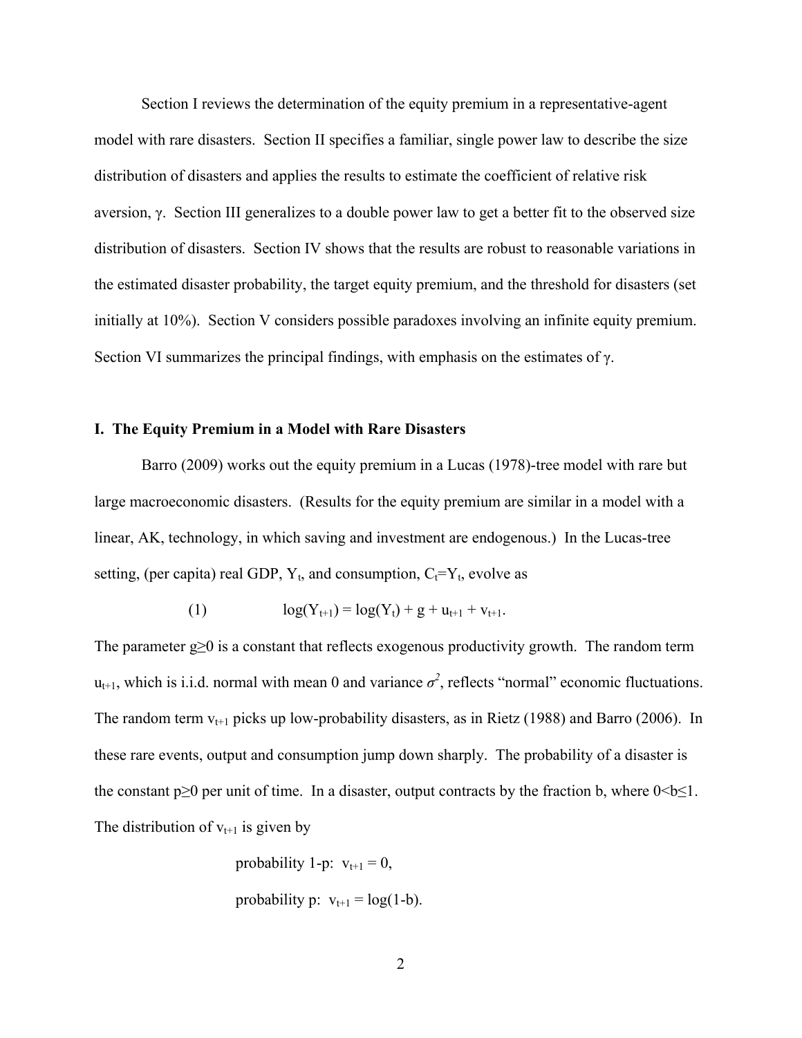Section I reviews the determination of the equity premium in a representative-agent model with rare disasters. Section II specifies a familiar, single power law to describe the size distribution of disasters and applies the results to estimate the coefficient of relative risk aversion, $\gamma$. Section III generalizes to a double power law to get a better fit to the observed size distribution of disasters. Section IV shows that the results are robust to reasonable variations in the estimated disaster probability, the target equity premium, and the threshold for disasters (set initially at 10%). Section V considers possible paradoxes involving an infinite equity premium. Section VI summarizes the principal findings, with emphasis on the estimates of $\gamma$.

## I. The Equity Premium in a Model with Rare Disasters

Barro (2009) works out the equity premium in a Lucas (1978)-tree model with rare but large macroeconomic disasters. (Results for the equity premium are similar in a model with a linear, AK, technology, in which saving and investment are endogenous.) In the Lucas-tree setting, (per capita) real GDP, $Y_t$, and consumption, $C_t = Y_t$, evolve as

$$\text{(1)} \qquad \log(Y_{t+1}) = \log(Y_t) + g + u_{t+1} + v_{t+1}.$$

The parameter $g \geq 0$ is a constant that reflects exogenous productivity growth. The random term $u_{t+1}$, which is i.i.d. normal with mean 0 and variance $\sigma^2$, reflects "normal" economic fluctuations. The random term $v_{t+1}$ picks up low-probability disasters, as in Rietz (1988) and Barro (2006). In these rare events, output and consumption jump down sharply. The probability of a disaster is the constant $p \geq 0$ per unit of time. In a disaster, output contracts by the fraction b, where $0 < b \leq 1$. The distribution of $v_{t+1}$ is given by

probability 1-p: $v_{t+1} = 0$,

probability p: $v_{t+1} = \log(1-b)$.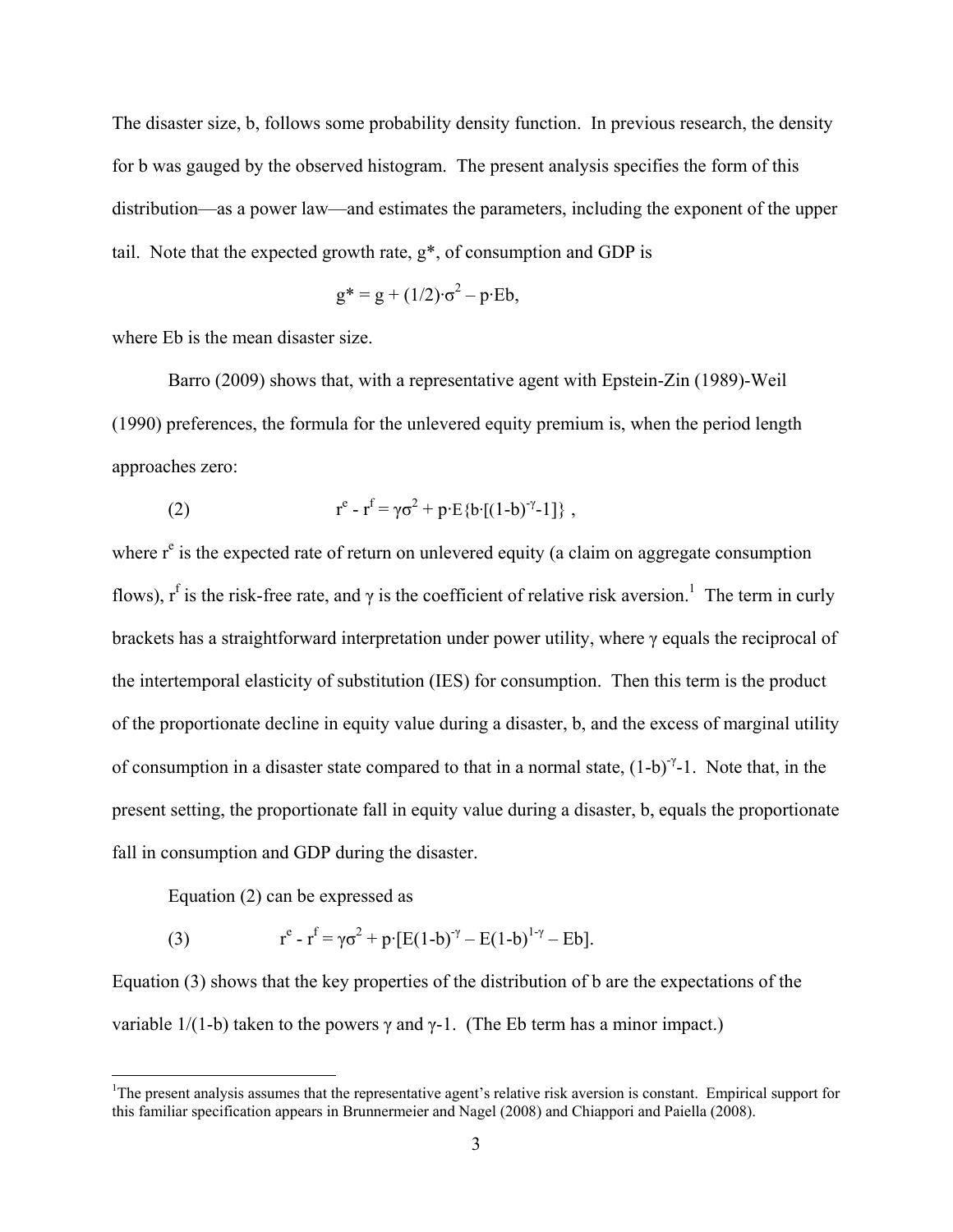The disaster size, b, follows some probability density function. In previous research, the density for b was gauged by the observed histogram. The present analysis specifies the form of this distribution—as a power law—and estimates the parameters, including the exponent of the upper tail. Note that the expected growth rate, $g^*$, of consumption and GDP is

$$g^* = g + (1/2)\cdot\sigma^2 - p\cdot Eb,$$

where Eb is the mean disaster size.

Barro (2009) shows that, with a representative agent with Epstein-Zin (1989)-Weil (1990) preferences, the formula for the unlevered equity premium is, when the period length approaches zero:

$$(2) \qquad r^e - r^f = \gamma\sigma^2 + p\cdot E\{b\cdot[(1-b)^{-\gamma}-1]\}\ ,$$

where $r^e$ is the expected rate of return on unlevered equity (a claim on aggregate consumption flows), $r^f$ is the risk-free rate, and $\gamma$ is the coefficient of relative risk aversion.[1] The term in curly brackets has a straightforward interpretation under power utility, where $\gamma$ equals the reciprocal of the intertemporal elasticity of substitution (IES) for consumption. Then this term is the product of the proportionate decline in equity value during a disaster, b, and the excess of marginal utility of consumption in a disaster state compared to that in a normal state, $(1-b)^{-\gamma}-1$. Note that, in the present setting, the proportionate fall in equity value during a disaster, b, equals the proportionate fall in consumption and GDP during the disaster.

Equation (2) can be expressed as

$$(3) \qquad r^e - r^f = \gamma\sigma^2 + p\cdot[E(1-b)^{-\gamma} - E(1-b)^{1-\gamma} - Eb].$$

Equation (3) shows that the key properties of the distribution of b are the expectations of the variable $1/(1-b)$ taken to the powers $\gamma$ and $\gamma-1$. (The Eb term has a minor impact.)

---

[1] The present analysis assumes that the representative agent's relative risk aversion is constant. Empirical support for this familiar specification appears in Brunnermeier and Nagel (2008) and Chiappori and Paiella (2008).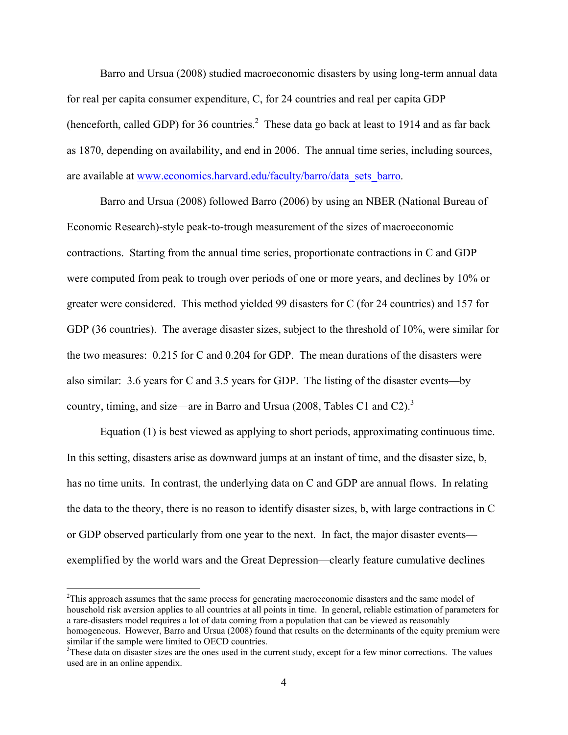Barro and Ursua (2008) studied macroeconomic disasters by using long-term annual data for real per capita consumer expenditure, C, for 24 countries and real per capita GDP (henceforth, called GDP) for 36 countries.[2] These data go back at least to 1914 and as far back as 1870, depending on availability, and end in 2006. The annual time series, including sources, are available at www.economics.harvard.edu/faculty/barro/data_sets_barro.

Barro and Ursua (2008) followed Barro (2006) by using an NBER (National Bureau of Economic Research)-style peak-to-trough measurement of the sizes of macroeconomic contractions. Starting from the annual time series, proportionate contractions in C and GDP were computed from peak to trough over periods of one or more years, and declines by 10% or greater were considered. This method yielded 99 disasters for C (for 24 countries) and 157 for GDP (36 countries). The average disaster sizes, subject to the threshold of 10%, were similar for the two measures: 0.215 for C and 0.204 for GDP. The mean durations of the disasters were also similar: 3.6 years for C and 3.5 years for GDP. The listing of the disaster events—by country, timing, and size—are in Barro and Ursua (2008, Tables C1 and C2).[3]

Equation (1) is best viewed as applying to short periods, approximating continuous time. In this setting, disasters arise as downward jumps at an instant of time, and the disaster size, b, has no time units. In contrast, the underlying data on C and GDP are annual flows. In relating the data to the theory, there is no reason to identify disaster sizes, b, with large contractions in C or GDP observed particularly from one year to the next. In fact, the major disaster events—exemplified by the world wars and the Great Depression—clearly feature cumulative declines

[2]This approach assumes that the same process for generating macroeconomic disasters and the same model of household risk aversion applies to all countries at all points in time. In general, reliable estimation of parameters for a rare-disasters model requires a lot of data coming from a population that can be viewed as reasonably homogeneous. However, Barro and Ursua (2008) found that results on the determinants of the equity premium were similar if the sample were limited to OECD countries.

[3]These data on disaster sizes are the ones used in the current study, except for a few minor corrections. The values used are in an online appendix.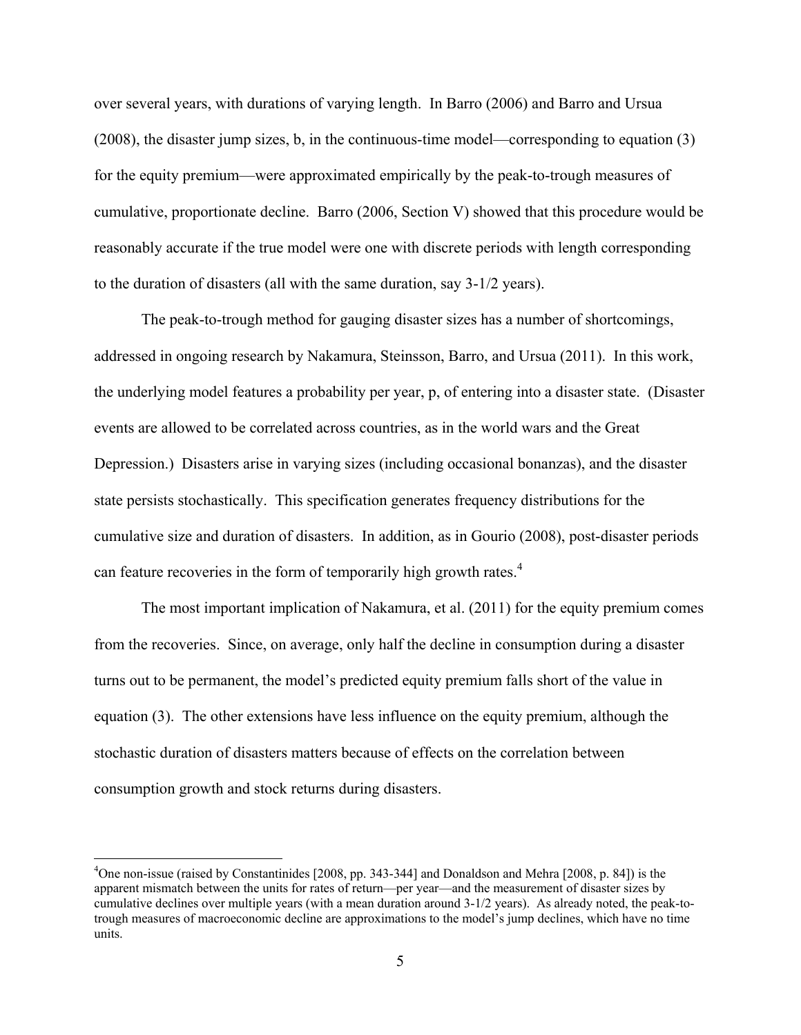over several years, with durations of varying length. In Barro (2006) and Barro and Ursua (2008), the disaster jump sizes, b, in the continuous-time model—corresponding to equation (3) for the equity premium—were approximated empirically by the peak-to-trough measures of cumulative, proportionate decline. Barro (2006, Section V) showed that this procedure would be reasonably accurate if the true model were one with discrete periods with length corresponding to the duration of disasters (all with the same duration, say 3-1/2 years).

The peak-to-trough method for gauging disaster sizes has a number of shortcomings, addressed in ongoing research by Nakamura, Steinsson, Barro, and Ursua (2011). In this work, the underlying model features a probability per year, p, of entering into a disaster state. (Disaster events are allowed to be correlated across countries, as in the world wars and the Great Depression.) Disasters arise in varying sizes (including occasional bonanzas), and the disaster state persists stochastically. This specification generates frequency distributions for the cumulative size and duration of disasters. In addition, as in Gourio (2008), post-disaster periods can feature recoveries in the form of temporarily high growth rates.[4]

The most important implication of Nakamura, et al. (2011) for the equity premium comes from the recoveries. Since, on average, only half the decline in consumption during a disaster turns out to be permanent, the model's predicted equity premium falls short of the value in equation (3). The other extensions have less influence on the equity premium, although the stochastic duration of disasters matters because of effects on the correlation between consumption growth and stock returns during disasters.

[4]One non-issue (raised by Constantinides [2008, pp. 343-344] and Donaldson and Mehra [2008, p. 84]) is the apparent mismatch between the units for rates of return—per year—and the measurement of disaster sizes by cumulative declines over multiple years (with a mean duration around 3-1/2 years). As already noted, the peak-to-trough measures of macroeconomic decline are approximations to the model's jump declines, which have no time units.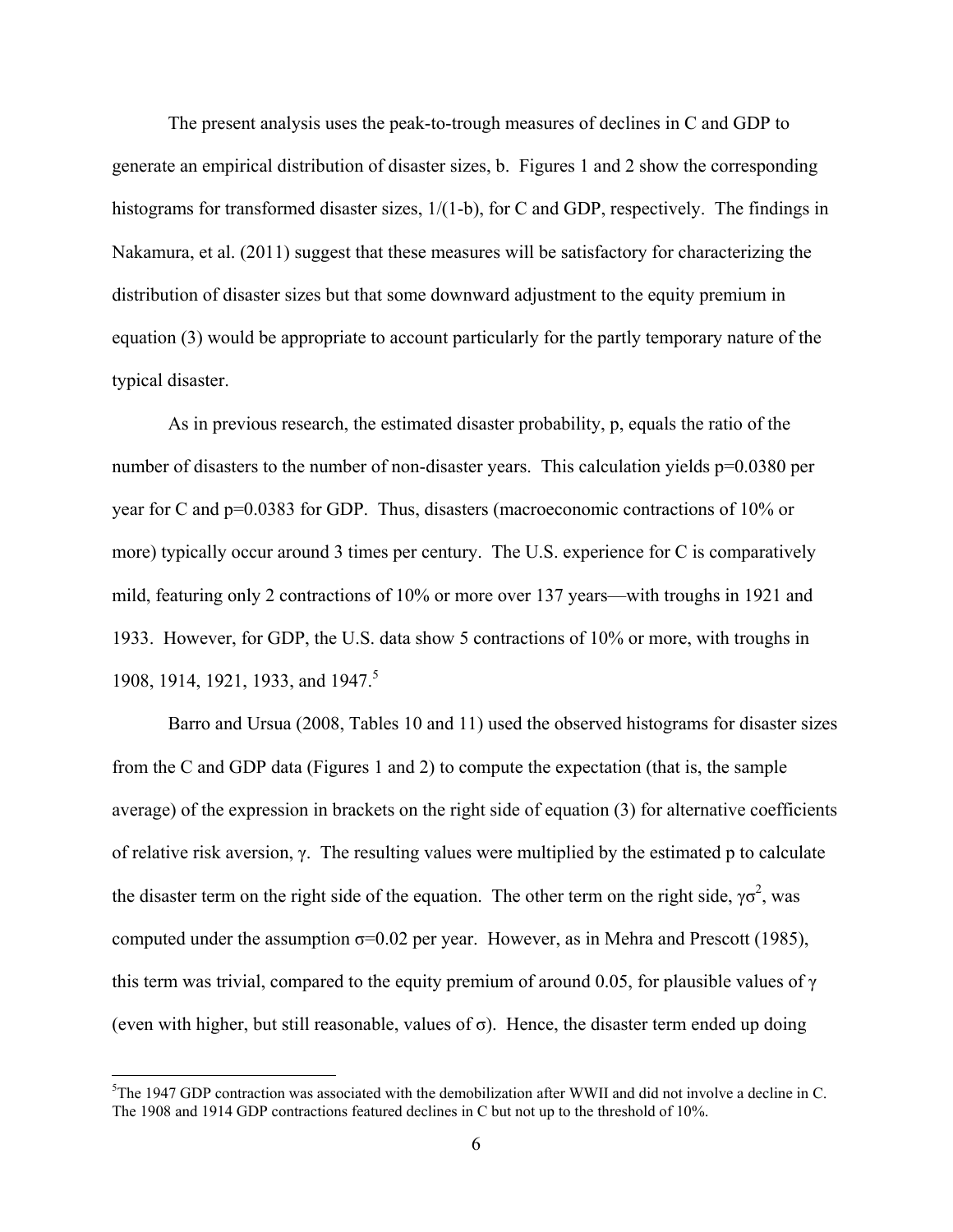The present analysis uses the peak-to-trough measures of declines in C and GDP to generate an empirical distribution of disaster sizes, b. Figures 1 and 2 show the corresponding histograms for transformed disaster sizes, $1/(1-b)$, for C and GDP, respectively. The findings in Nakamura, et al. (2011) suggest that these measures will be satisfactory for characterizing the distribution of disaster sizes but that some downward adjustment to the equity premium in equation (3) would be appropriate to account particularly for the partly temporary nature of the typical disaster.

As in previous research, the estimated disaster probability, p, equals the ratio of the number of disasters to the number of non-disaster years. This calculation yields $p=0.0380$ per year for C and $p=0.0383$ for GDP. Thus, disasters (macroeconomic contractions of 10% or more) typically occur around 3 times per century. The U.S. experience for C is comparatively mild, featuring only 2 contractions of 10% or more over 137 years—with troughs in 1921 and 1933. However, for GDP, the U.S. data show 5 contractions of 10% or more, with troughs in 1908, 1914, 1921, 1933, and 1947.[5]

Barro and Ursua (2008, Tables 10 and 11) used the observed histograms for disaster sizes from the C and GDP data (Figures 1 and 2) to compute the expectation (that is, the sample average) of the expression in brackets on the right side of equation (3) for alternative coefficients of relative risk aversion, $\gamma$. The resulting values were multiplied by the estimated p to calculate the disaster term on the right side of the equation. The other term on the right side, $\gamma\sigma^2$, was computed under the assumption $\sigma=0.02$ per year. However, as in Mehra and Prescott (1985), this term was trivial, compared to the equity premium of around 0.05, for plausible values of $\gamma$ (even with higher, but still reasonable, values of $\sigma$). Hence, the disaster term ended up doing

[5]The 1947 GDP contraction was associated with the demobilization after WWII and did not involve a decline in C. The 1908 and 1914 GDP contractions featured declines in C but not up to the threshold of 10%.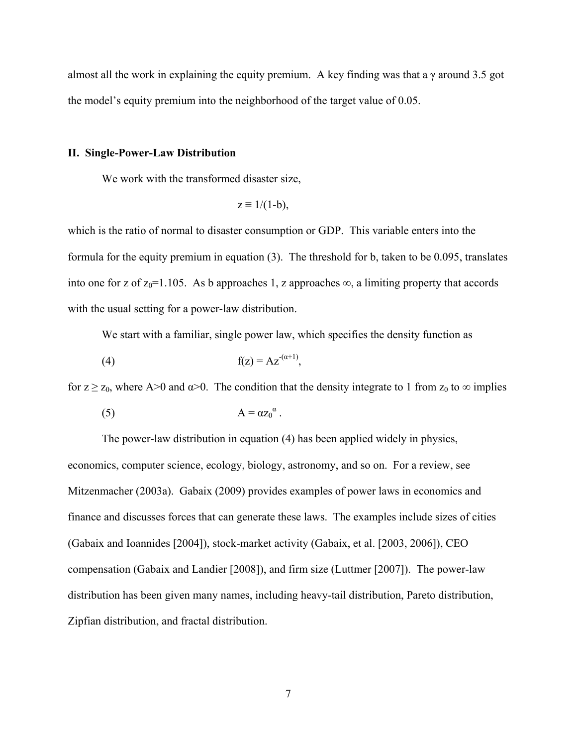almost all the work in explaining the equity premium. A key finding was that a $\gamma$ around 3.5 got the model's equity premium into the neighborhood of the target value of 0.05.

## II. Single-Power-Law Distribution

We work with the transformed disaster size,

$$z \equiv 1/(1-b),$$

which is the ratio of normal to disaster consumption or GDP. This variable enters into the formula for the equity premium in equation (3). The threshold for b, taken to be 0.095, translates into one for z of $z_0$=1.105. As b approaches 1, z approaches $\infty$, a limiting property that accords with the usual setting for a power-law distribution.

We start with a familiar, single power law, which specifies the density function as

$$f(z) = Az^{-(\alpha+1)}, \tag{4}$$

for $z \geq z_0$, where A>0 and $\alpha$>0. The condition that the density integrate to 1 from $z_0$ to $\infty$ implies

$$A = \alpha z_0^{\alpha}. \tag{5}$$

The power-law distribution in equation (4) has been applied widely in physics, economics, computer science, ecology, biology, astronomy, and so on. For a review, see Mitzenmacher (2003a). Gabaix (2009) provides examples of power laws in economics and finance and discusses forces that can generate these laws. The examples include sizes of cities (Gabaix and Ioannides [2004]), stock-market activity (Gabaix, et al. [2003, 2006]), CEO compensation (Gabaix and Landier [2008]), and firm size (Luttmer [2007]). The power-law distribution has been given many names, including heavy-tail distribution, Pareto distribution, Zipfian distribution, and fractal distribution.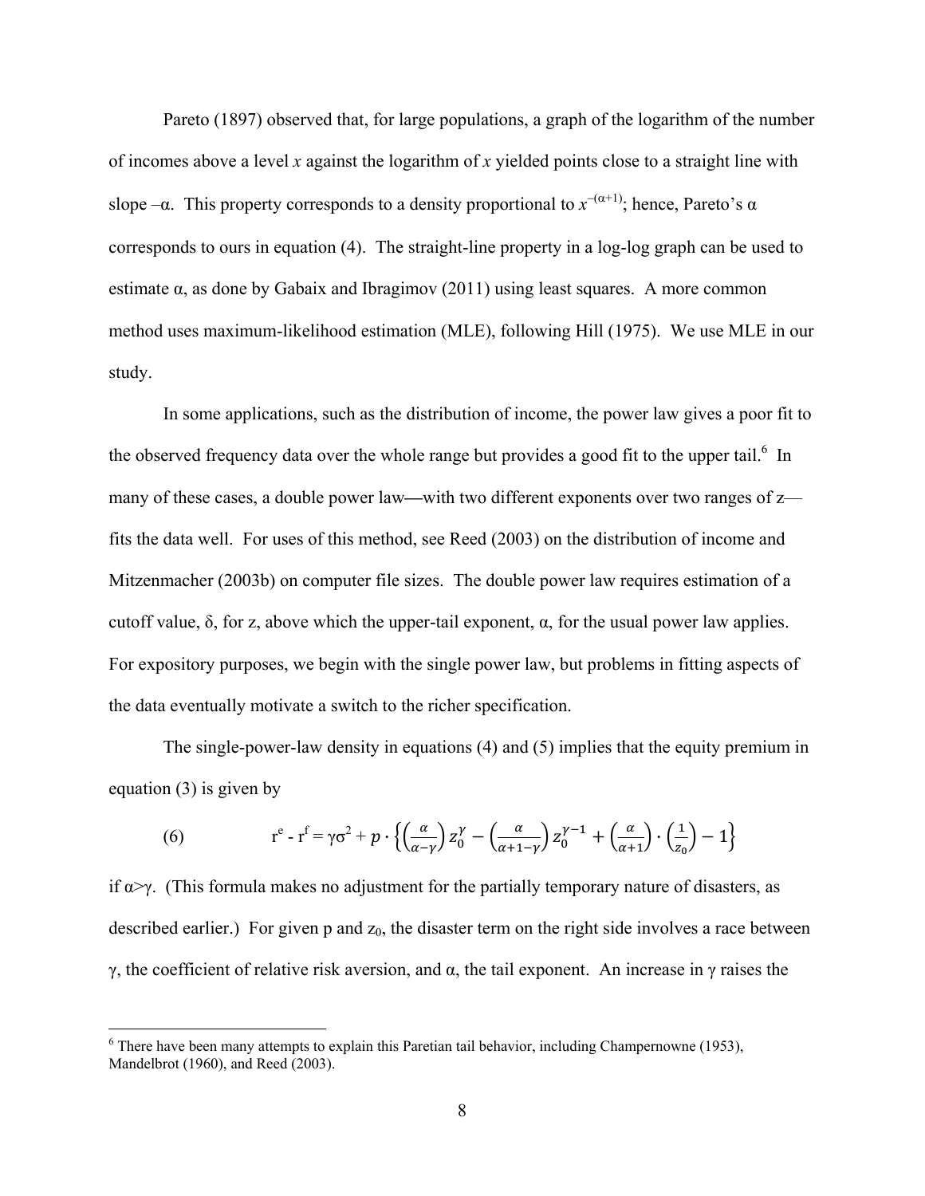Pareto (1897) observed that, for large populations, a graph of the logarithm of the number of incomes above a level $x$ against the logarithm of $x$ yielded points close to a straight line with slope $-\alpha$. This property corresponds to a density proportional to $x^{-(\alpha+1)}$; hence, Pareto's α corresponds to ours in equation (4). The straight-line property in a log-log graph can be used to estimate α, as done by Gabaix and Ibragimov (2011) using least squares. A more common method uses maximum-likelihood estimation (MLE), following Hill (1975). We use MLE in our study.

In some applications, such as the distribution of income, the power law gives a poor fit to the observed frequency data over the whole range but provides a good fit to the upper tail.[6] In many of these cases, a double power law—with two different exponents over two ranges of z—fits the data well. For uses of this method, see Reed (2003) on the distribution of income and Mitzenmacher (2003b) on computer file sizes. The double power law requires estimation of a cutoff value, δ, for z, above which the upper-tail exponent, α, for the usual power law applies. For expository purposes, we begin with the single power law, but problems in fitting aspects of the data eventually motivate a switch to the richer specification.

The single-power-law density in equations (4) and (5) implies that the equity premium in equation (3) is given by

$$r^e - r^f = \gamma\sigma^2 + p \cdot \left\{ \left(\frac{\alpha}{\alpha-\gamma}\right) z_0^{\gamma} - \left(\frac{\alpha}{\alpha+1-\gamma}\right) z_0^{\gamma-1} + \left(\frac{\alpha}{\alpha+1}\right) \cdot \left(\frac{1}{z_0}\right) - 1 \right\} \qquad (6)$$

if $\alpha>\gamma$. (This formula makes no adjustment for the partially temporary nature of disasters, as described earlier.) For given p and $z_0$, the disaster term on the right side involves a race between γ, the coefficient of relative risk aversion, and α, the tail exponent. An increase in γ raises the

[6] There have been many attempts to explain this Paretian tail behavior, including Champernowne (1953), Mandelbrot (1960), and Reed (2003).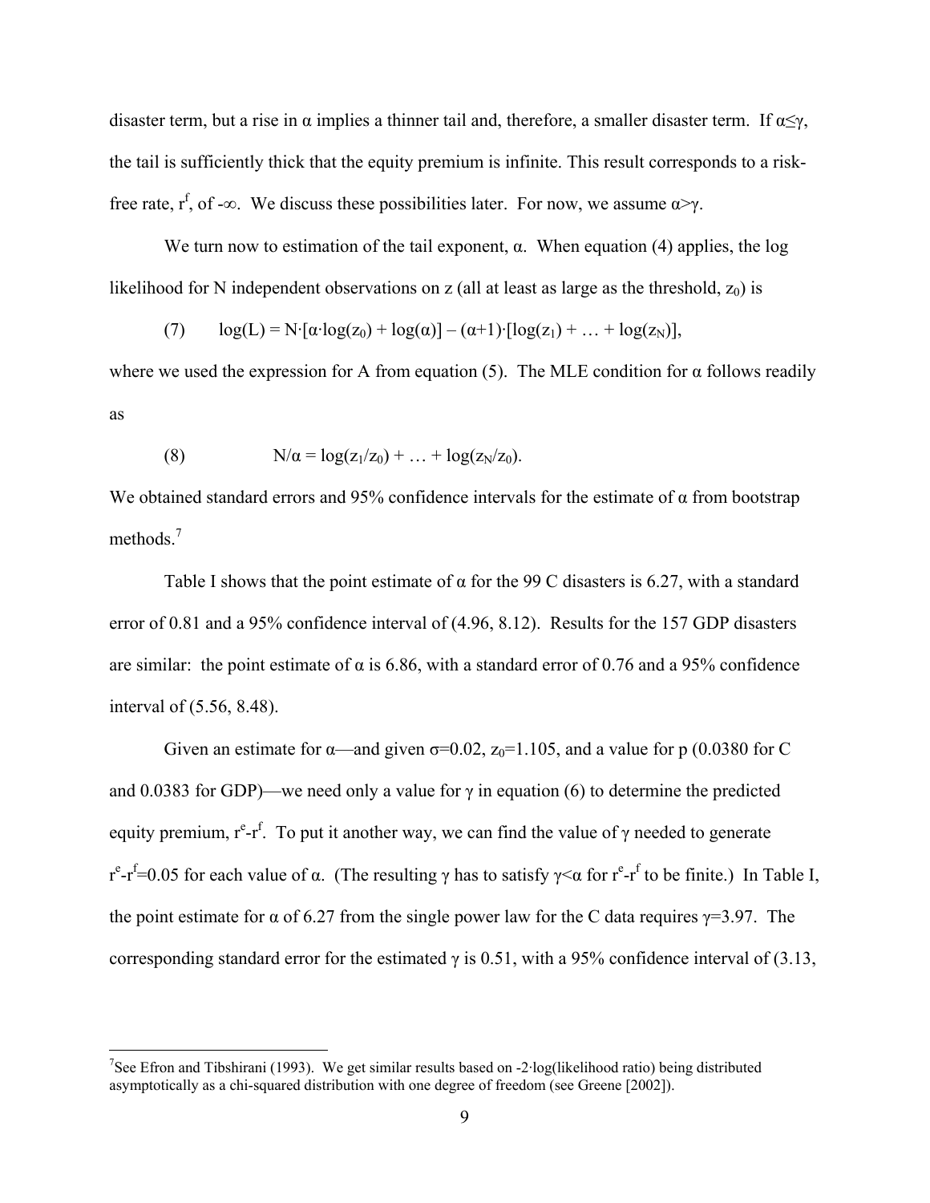disaster term, but a rise in $\alpha$ implies a thinner tail and, therefore, a smaller disaster term. If $\alpha \leq \gamma$, the tail is sufficiently thick that the equity premium is infinite. This result corresponds to a risk-free rate, $r^f$, of $-\infty$. We discuss these possibilities later. For now, we assume $\alpha > \gamma$.

We turn now to estimation of the tail exponent, $\alpha$. When equation (4) applies, the log likelihood for N independent observations on z (all at least as large as the threshold, $z_0$) is

$$(7) \qquad \log(L) = N \cdot [\alpha \cdot \log(z_0) + \log(\alpha)] - (\alpha+1) \cdot [\log(z_1) + \ldots + \log(z_N)],$$

where we used the expression for A from equation (5). The MLE condition for $\alpha$ follows readily as

$$(8) \qquad N/\alpha = \log(z_1/z_0) + \ldots + \log(z_N/z_0).$$

We obtained standard errors and 95% confidence intervals for the estimate of $\alpha$ from bootstrap methods.[7]

Table I shows that the point estimate of $\alpha$ for the 99 C disasters is 6.27, with a standard error of 0.81 and a 95% confidence interval of (4.96, 8.12). Results for the 157 GDP disasters are similar: the point estimate of $\alpha$ is 6.86, with a standard error of 0.76 and a 95% confidence interval of (5.56, 8.48).

Given an estimate for $\alpha$—and given $\sigma$=0.02, $z_0$=1.105, and a value for p (0.0380 for C and 0.0383 for GDP)—we need only a value for $\gamma$ in equation (6) to determine the predicted equity premium, $r^e$-$r^f$. To put it another way, we can find the value of $\gamma$ needed to generate $r^e$-$r^f$=0.05 for each value of $\alpha$. (The resulting $\gamma$ has to satisfy $\gamma < \alpha$ for $r^e$-$r^f$ to be finite.) In Table I, the point estimate for $\alpha$ of 6.27 from the single power law for the C data requires $\gamma$=3.97. The corresponding standard error for the estimated $\gamma$ is 0.51, with a 95% confidence interval of (3.13,

[7] See Efron and Tibshirani (1993). We get similar results based on -2·log(likelihood ratio) being distributed asymptotically as a chi-squared distribution with one degree of freedom (see Greene [2002]).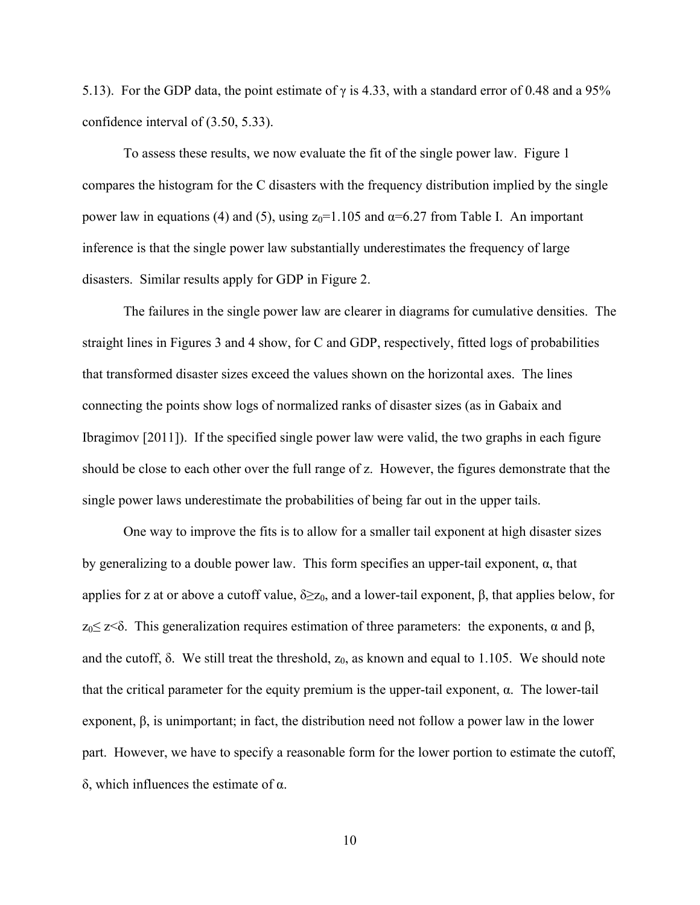5.13). For the GDP data, the point estimate of $\gamma$ is 4.33, with a standard error of 0.48 and a 95% confidence interval of (3.50, 5.33).

To assess these results, we now evaluate the fit of the single power law. Figure 1 compares the histogram for the C disasters with the frequency distribution implied by the single power law in equations (4) and (5), using $z_0$=1.105 and $\alpha$=6.27 from Table I. An important inference is that the single power law substantially underestimates the frequency of large disasters. Similar results apply for GDP in Figure 2.

The failures in the single power law are clearer in diagrams for cumulative densities. The straight lines in Figures 3 and 4 show, for C and GDP, respectively, fitted logs of probabilities that transformed disaster sizes exceed the values shown on the horizontal axes. The lines connecting the points show logs of normalized ranks of disaster sizes (as in Gabaix and Ibragimov [2011]). If the specified single power law were valid, the two graphs in each figure should be close to each other over the full range of z. However, the figures demonstrate that the single power laws underestimate the probabilities of being far out in the upper tails.

One way to improve the fits is to allow for a smaller tail exponent at high disaster sizes by generalizing to a double power law. This form specifies an upper-tail exponent, $\alpha$, that applies for z at or above a cutoff value, $\delta \geq z_0$, and a lower-tail exponent, $\beta$, that applies below, for $z_0 \leq z < \delta$. This generalization requires estimation of three parameters: the exponents, $\alpha$ and $\beta$, and the cutoff, $\delta$. We still treat the threshold, $z_0$, as known and equal to 1.105. We should note that the critical parameter for the equity premium is the upper-tail exponent, $\alpha$. The lower-tail exponent, $\beta$, is unimportant; in fact, the distribution need not follow a power law in the lower part. However, we have to specify a reasonable form for the lower portion to estimate the cutoff, $\delta$, which influences the estimate of $\alpha$.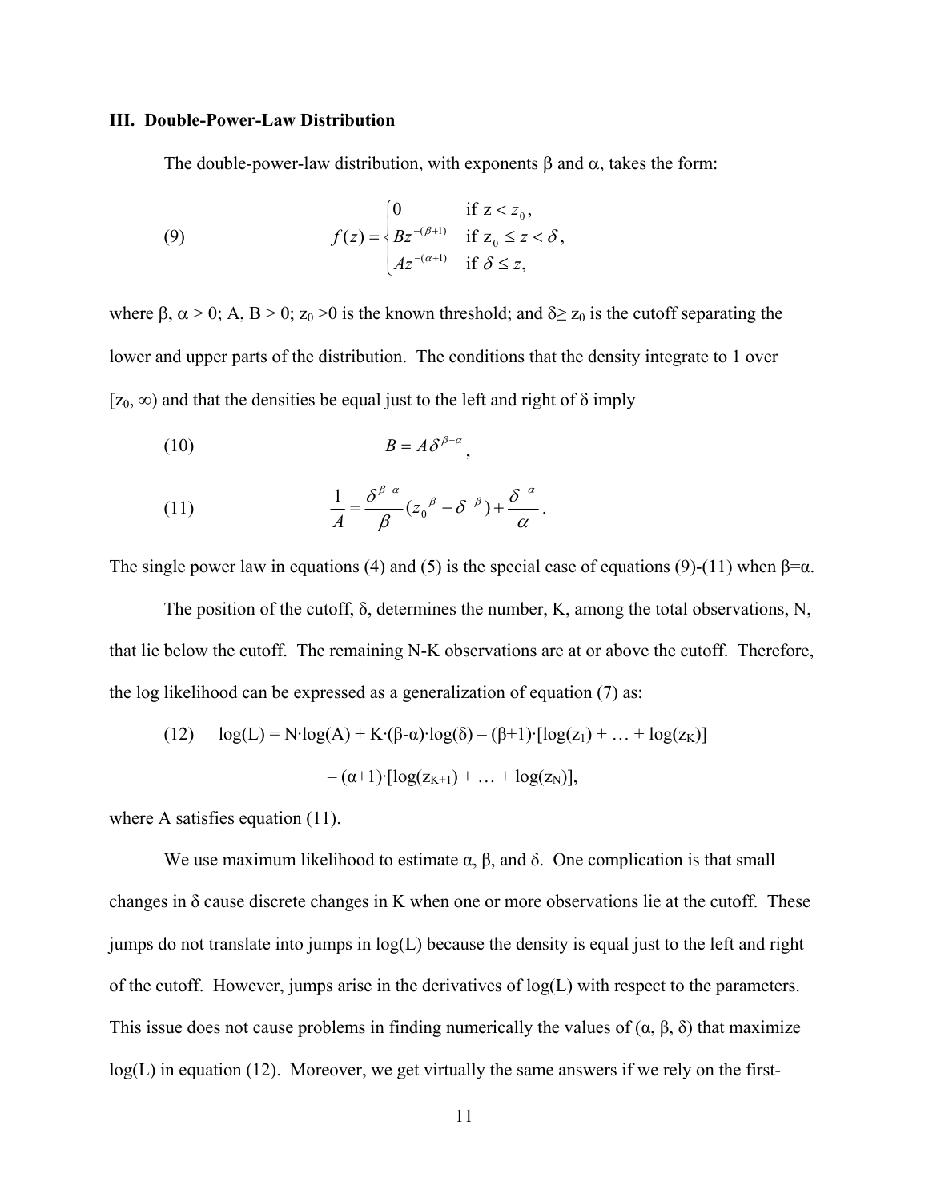### III. Double-Power-Law Distribution

The double-power-law distribution, with exponents β and α, takes the form:

$$
(9) \qquad f(z) = \begin{cases} 0 & \text{if } z < z_0, \\ Bz^{-(\beta+1)} & \text{if } z_0 \leq z < \delta, \\ Az^{-(\alpha+1)} & \text{if } \delta \leq z, \end{cases}
$$

where β, α > 0; A, B > 0; $z_0 > 0$ is the known threshold; and $\delta \geq z_0$ is the cutoff separating the lower and upper parts of the distribution. The conditions that the density integrate to 1 over $[z_0, \infty)$ and that the densities be equal just to the left and right of δ imply

$$
(10) \qquad B = A\delta^{\beta-\alpha},
$$

$$
(11) \qquad \frac{1}{A} = \frac{\delta^{\beta-\alpha}}{\beta}(z_0^{-\beta} - \delta^{-\beta}) + \frac{\delta^{-\alpha}}{\alpha}.
$$

The single power law in equations (4) and (5) is the special case of equations (9)-(11) when β=α.

The position of the cutoff, δ, determines the number, K, among the total observations, N, that lie below the cutoff. The remaining N-K observations are at or above the cutoff. Therefore, the log likelihood can be expressed as a generalization of equation (7) as:

$$
(12) \qquad \log(L) = N\cdot\log(A) + K\cdot(\beta-\alpha)\cdot\log(\delta) - (\beta+1)\cdot[\log(z_1) + \ldots + \log(z_K)] - (\alpha+1)\cdot[\log(z_{K+1}) + \ldots + \log(z_N)],
$$

where A satisfies equation (11).

We use maximum likelihood to estimate α, β, and δ. One complication is that small changes in δ cause discrete changes in K when one or more observations lie at the cutoff. These jumps do not translate into jumps in log(L) because the density is equal just to the left and right of the cutoff. However, jumps arise in the derivatives of log(L) with respect to the parameters. This issue does not cause problems in finding numerically the values of (α, β, δ) that maximize log(L) in equation (12). Moreover, we get virtually the same answers if we rely on the first-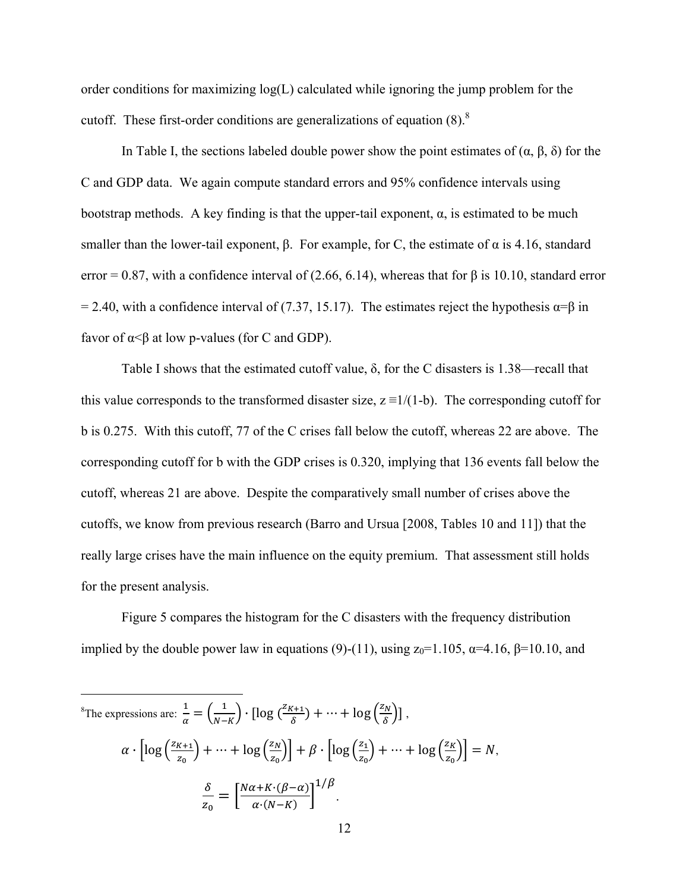order conditions for maximizing log(L) calculated while ignoring the jump problem for the cutoff. These first-order conditions are generalizations of equation (8).[8]

In Table I, the sections labeled double power show the point estimates of ($\alpha$, $\beta$, $\delta$) for the C and GDP data. We again compute standard errors and 95% confidence intervals using bootstrap methods. A key finding is that the upper-tail exponent, $\alpha$, is estimated to be much smaller than the lower-tail exponent, $\beta$. For example, for C, the estimate of $\alpha$ is 4.16, standard error = 0.87, with a confidence interval of (2.66, 6.14), whereas that for $\beta$ is 10.10, standard error = 2.40, with a confidence interval of (7.37, 15.17). The estimates reject the hypothesis $\alpha=\beta$ in favor of $\alpha<\beta$ at low p-values (for C and GDP).

Table I shows that the estimated cutoff value, $\delta$, for the C disasters is 1.38—recall that this value corresponds to the transformed disaster size, $z \equiv 1/(1-b)$. The corresponding cutoff for b is 0.275. With this cutoff, 77 of the C crises fall below the cutoff, whereas 22 are above. The corresponding cutoff for b with the GDP crises is 0.320, implying that 136 events fall below the cutoff, whereas 21 are above. Despite the comparatively small number of crises above the cutoffs, we know from previous research (Barro and Ursua [2008, Tables 10 and 11]) that the really large crises have the main influence on the equity premium. That assessment still holds for the present analysis.

Figure 5 compares the histogram for the C disasters with the frequency distribution implied by the double power law in equations (9)-(11), using $z_0$=1.105, $\alpha$=4.16, $\beta$=10.10, and

---

[8] The expressions are: $\frac{1}{\alpha} = \left(\frac{1}{N-K}\right) \cdot \left[\log\left(\frac{z_{K+1}}{\delta}\right) + \cdots + \log\left(\frac{z_N}{\delta}\right)\right]$,

$$\alpha \cdot \left[\log\left(\frac{z_{K+1}}{z_0}\right) + \cdots + \log\left(\frac{z_N}{z_0}\right)\right] + \beta \cdot \left[\log\left(\frac{z_1}{z_0}\right) + \cdots + \log\left(\frac{z_K}{z_0}\right)\right] = N,$$

$$\frac{\delta}{z_0} = \left[\frac{N\alpha + K \cdot (\beta - \alpha)}{\alpha \cdot (N-K)}\right]^{1/\beta}.$$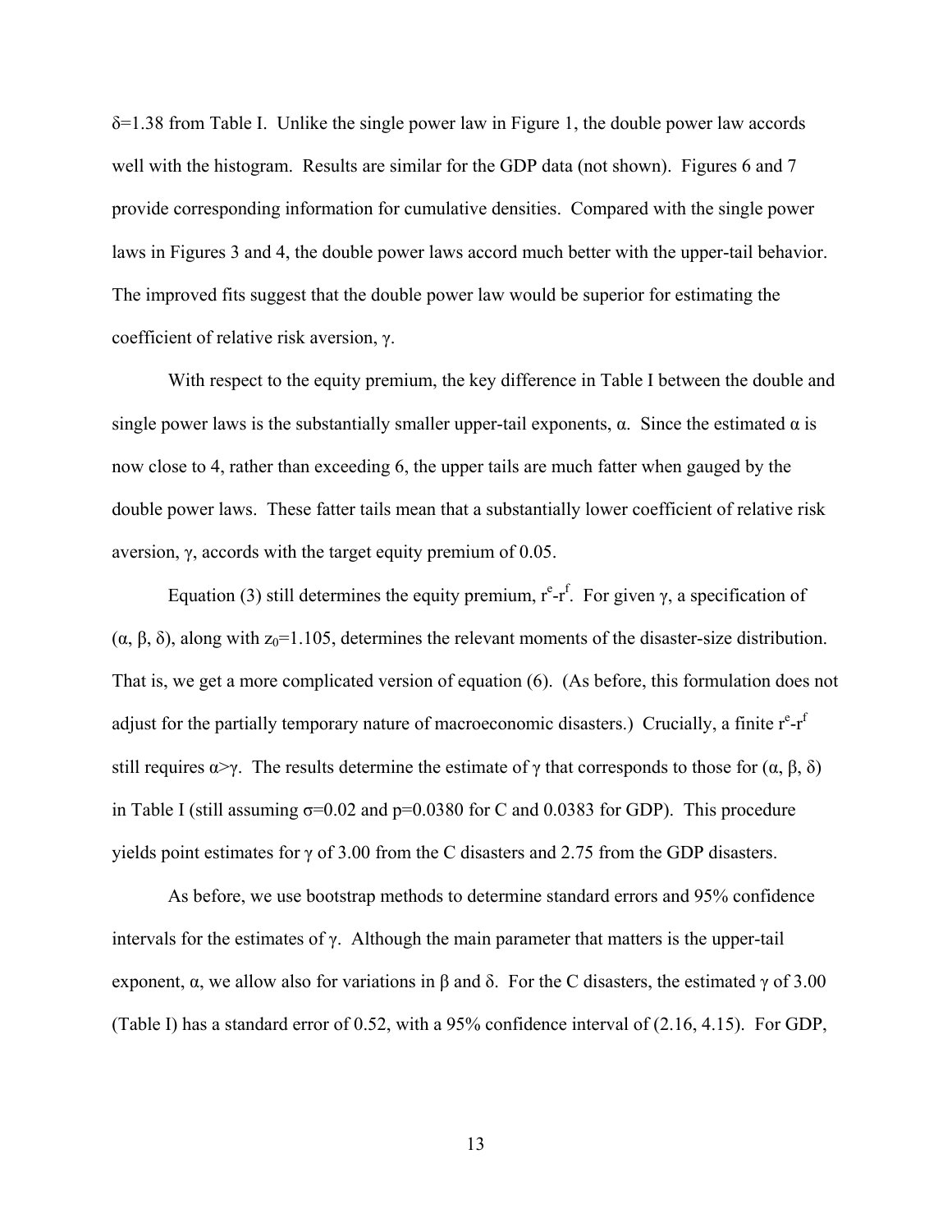$\delta$=1.38 from Table I. Unlike the single power law in Figure 1, the double power law accords well with the histogram. Results are similar for the GDP data (not shown). Figures 6 and 7 provide corresponding information for cumulative densities. Compared with the single power laws in Figures 3 and 4, the double power laws accord much better with the upper-tail behavior. The improved fits suggest that the double power law would be superior for estimating the coefficient of relative risk aversion, $\gamma$.

With respect to the equity premium, the key difference in Table I between the double and single power laws is the substantially smaller upper-tail exponents, $\alpha$. Since the estimated $\alpha$ is now close to 4, rather than exceeding 6, the upper tails are much fatter when gauged by the double power laws. These fatter tails mean that a substantially lower coefficient of relative risk aversion, $\gamma$, accords with the target equity premium of 0.05.

Equation (3) still determines the equity premium, $r^e$-$r^f$. For given $\gamma$, a specification of ($\alpha$, $\beta$, $\delta$), along with $z_0$=1.105, determines the relevant moments of the disaster-size distribution. That is, we get a more complicated version of equation (6). (As before, this formulation does not adjust for the partially temporary nature of macroeconomic disasters.) Crucially, a finite $r^e$-$r^f$ still requires $\alpha>\gamma$. The results determine the estimate of $\gamma$ that corresponds to those for ($\alpha$, $\beta$, $\delta$) in Table I (still assuming $\sigma$=0.02 and p=0.0380 for C and 0.0383 for GDP). This procedure yields point estimates for $\gamma$ of 3.00 from the C disasters and 2.75 from the GDP disasters.

As before, we use bootstrap methods to determine standard errors and 95% confidence intervals for the estimates of $\gamma$. Although the main parameter that matters is the upper-tail exponent, $\alpha$, we allow also for variations in $\beta$ and $\delta$. For the C disasters, the estimated $\gamma$ of 3.00 (Table I) has a standard error of 0.52, with a 95% confidence interval of (2.16, 4.15). For GDP,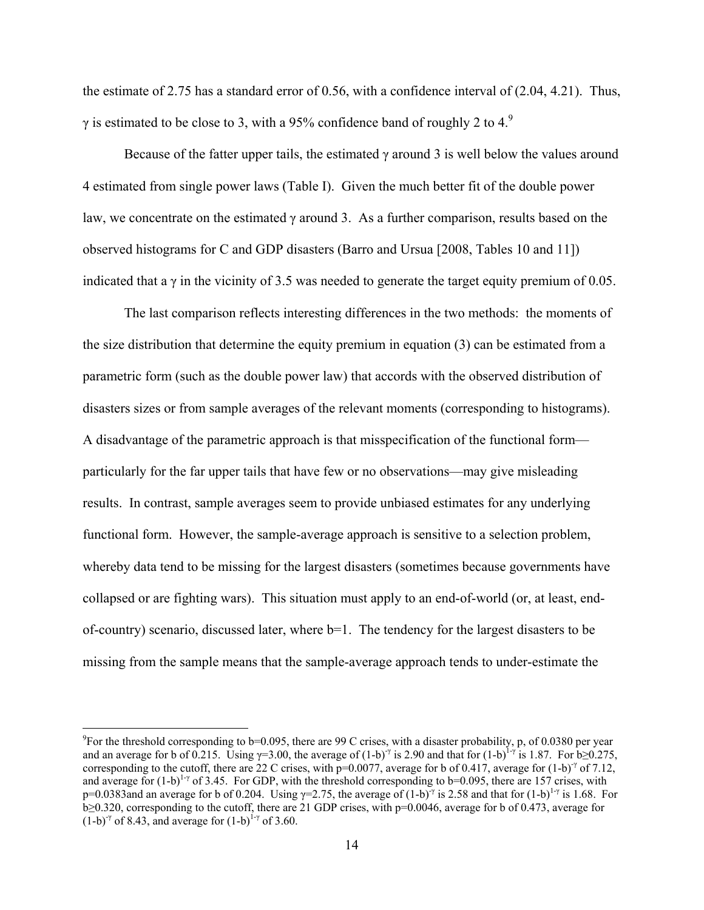the estimate of 2.75 has a standard error of 0.56, with a confidence interval of (2.04, 4.21). Thus, $\gamma$ is estimated to be close to 3, with a 95% confidence band of roughly 2 to 4.[9]

Because of the fatter upper tails, the estimated $\gamma$ around 3 is well below the values around 4 estimated from single power laws (Table I). Given the much better fit of the double power law, we concentrate on the estimated $\gamma$ around 3. As a further comparison, results based on the observed histograms for C and GDP disasters (Barro and Ursua [2008, Tables 10 and 11]) indicated that a $\gamma$ in the vicinity of 3.5 was needed to generate the target equity premium of 0.05.

The last comparison reflects interesting differences in the two methods: the moments of the size distribution that determine the equity premium in equation (3) can be estimated from a parametric form (such as the double power law) that accords with the observed distribution of disasters sizes or from sample averages of the relevant moments (corresponding to histograms). A disadvantage of the parametric approach is that misspecification of the functional form—particularly for the far upper tails that have few or no observations—may give misleading results. In contrast, sample averages seem to provide unbiased estimates for any underlying functional form. However, the sample-average approach is sensitive to a selection problem, whereby data tend to be missing for the largest disasters (sometimes because governments have collapsed or are fighting wars). This situation must apply to an end-of-world (or, at least, end-of-country) scenario, discussed later, where b=1. The tendency for the largest disasters to be missing from the sample means that the sample-average approach tends to under-estimate the

---

[9] For the threshold corresponding to b=0.095, there are 99 C crises, with a disaster probability, p, of 0.0380 per year and an average for b of 0.215. Using $\gamma$=3.00, the average of $(1-b)^{-\gamma}$ is 2.90 and that for $(1-b)^{1-\gamma}$ is 1.87. For b≥0.275, corresponding to the cutoff, there are 22 C crises, with p=0.0077, average for b of 0.417, average for $(1-b)^{-\gamma}$ of 7.12, and average for $(1-b)^{1-\gamma}$ of 3.45. For GDP, with the threshold corresponding to b=0.095, there are 157 crises, with p=0.0383and an average for b of 0.204. Using $\gamma$=2.75, the average of $(1-b)^{-\gamma}$ is 2.58 and that for $(1-b)^{1-\gamma}$ is 1.68. For b≥0.320, corresponding to the cutoff, there are 21 GDP crises, with p=0.0046, average for b of 0.473, average for $(1-b)^{-\gamma}$ of 8.43, and average for $(1-b)^{1-\gamma}$ of 3.60.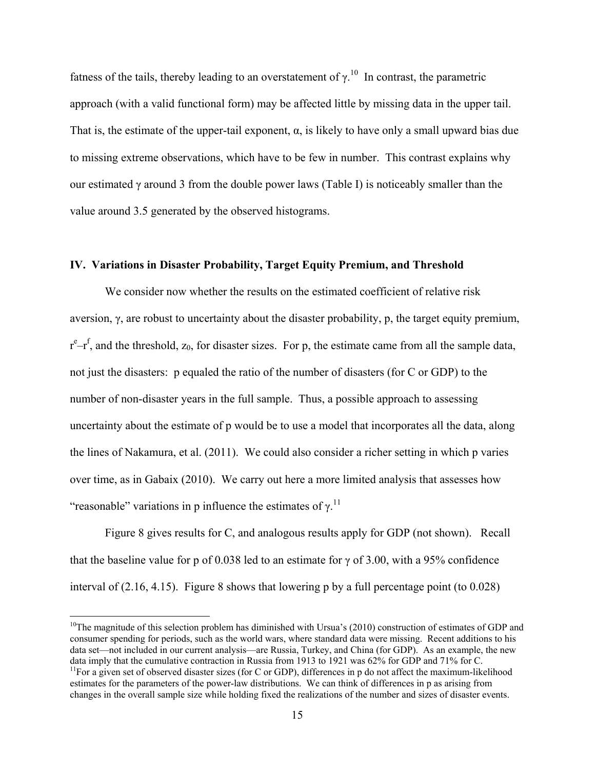fatness of the tails, thereby leading to an overstatement of $\gamma$.[10] In contrast, the parametric approach (with a valid functional form) may be affected little by missing data in the upper tail. That is, the estimate of the upper-tail exponent, $\alpha$, is likely to have only a small upward bias due to missing extreme observations, which have to be few in number. This contrast explains why our estimated $\gamma$ around 3 from the double power laws (Table I) is noticeably smaller than the value around 3.5 generated by the observed histograms.

## IV. Variations in Disaster Probability, Target Equity Premium, and Threshold

We consider now whether the results on the estimated coefficient of relative risk aversion, $\gamma$, are robust to uncertainty about the disaster probability, p, the target equity premium, $r^e$–$r^f$, and the threshold, $z_0$, for disaster sizes. For p, the estimate came from all the sample data, not just the disasters: p equaled the ratio of the number of disasters (for C or GDP) to the number of non-disaster years in the full sample. Thus, a possible approach to assessing uncertainty about the estimate of p would be to use a model that incorporates all the data, along the lines of Nakamura, et al. (2011). We could also consider a richer setting in which p varies over time, as in Gabaix (2010). We carry out here a more limited analysis that assesses how "reasonable" variations in p influence the estimates of $\gamma$.[11]

Figure 8 gives results for C, and analogous results apply for GDP (not shown). Recall that the baseline value for p of 0.038 led to an estimate for $\gamma$ of 3.00, with a 95% confidence interval of (2.16, 4.15). Figure 8 shows that lowering p by a full percentage point (to 0.028)

---

[10]The magnitude of this selection problem has diminished with Ursua's (2010) construction of estimates of GDP and consumer spending for periods, such as the world wars, where standard data were missing. Recent additions to his data set—not included in our current analysis—are Russia, Turkey, and China (for GDP). As an example, the new data imply that the cumulative contraction in Russia from 1913 to 1921 was 62% for GDP and 71% for C.

[11]For a given set of observed disaster sizes (for C or GDP), differences in p do not affect the maximum-likelihood estimates for the parameters of the power-law distributions. We can think of differences in p as arising from changes in the overall sample size while holding fixed the realizations of the number and sizes of disaster events.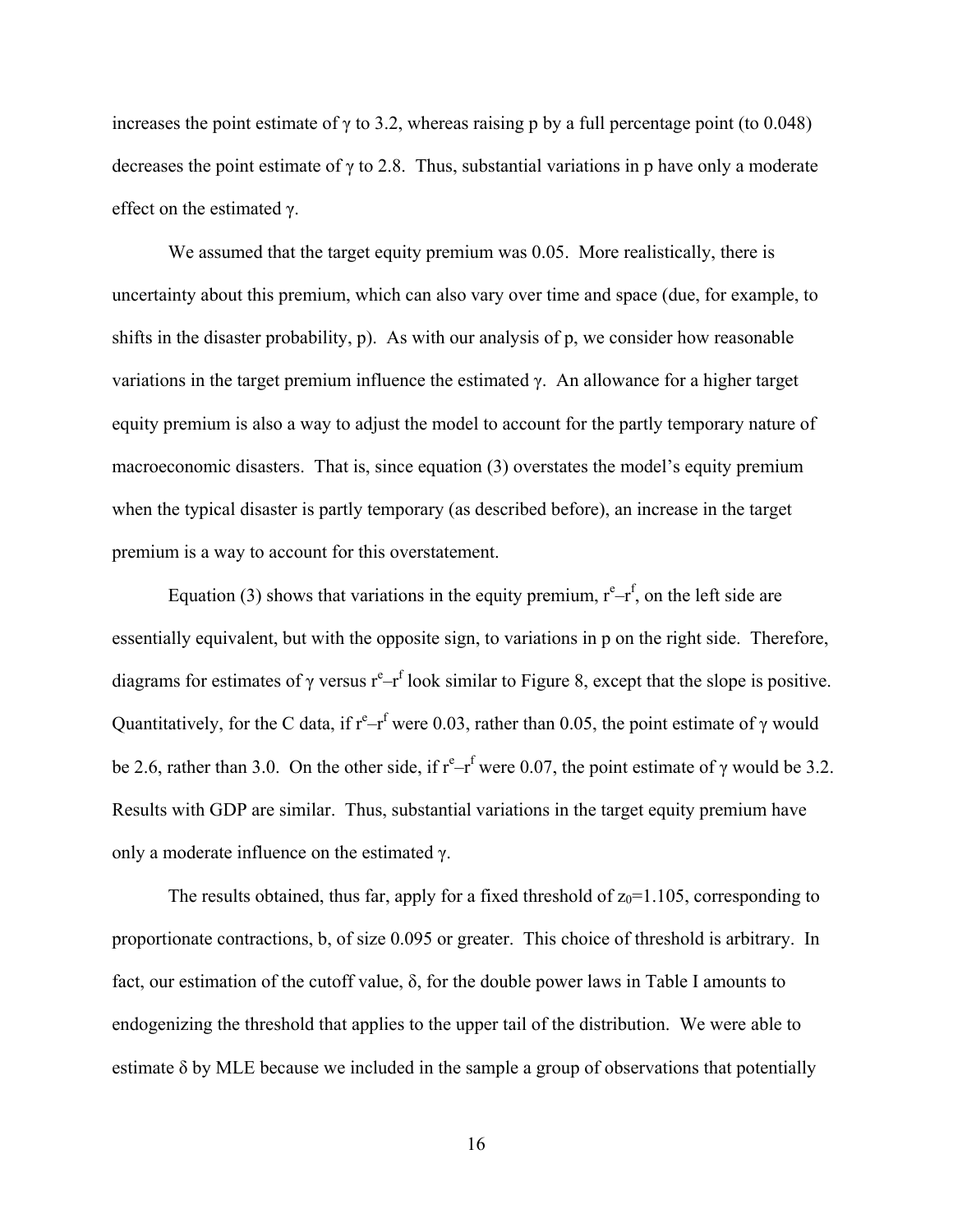increases the point estimate of $\gamma$ to 3.2, whereas raising p by a full percentage point (to 0.048) decreases the point estimate of $\gamma$ to 2.8. Thus, substantial variations in p have only a moderate effect on the estimated $\gamma$.

We assumed that the target equity premium was 0.05. More realistically, there is uncertainty about this premium, which can also vary over time and space (due, for example, to shifts in the disaster probability, p). As with our analysis of p, we consider how reasonable variations in the target premium influence the estimated $\gamma$. An allowance for a higher target equity premium is also a way to adjust the model to account for the partly temporary nature of macroeconomic disasters. That is, since equation (3) overstates the model's equity premium when the typical disaster is partly temporary (as described before), an increase in the target premium is a way to account for this overstatement.

Equation (3) shows that variations in the equity premium, $r^e$–$r^f$, on the left side are essentially equivalent, but with the opposite sign, to variations in p on the right side. Therefore, diagrams for estimates of $\gamma$ versus $r^e$–$r^f$ look similar to Figure 8, except that the slope is positive. Quantitatively, for the C data, if $r^e$–$r^f$ were 0.03, rather than 0.05, the point estimate of $\gamma$ would be 2.6, rather than 3.0. On the other side, if $r^e$–$r^f$ were 0.07, the point estimate of $\gamma$ would be 3.2. Results with GDP are similar. Thus, substantial variations in the target equity premium have only a moderate influence on the estimated $\gamma$.

The results obtained, thus far, apply for a fixed threshold of $z_0$=1.105, corresponding to proportionate contractions, b, of size 0.095 or greater. This choice of threshold is arbitrary. In fact, our estimation of the cutoff value, $\delta$, for the double power laws in Table I amounts to endogenizing the threshold that applies to the upper tail of the distribution. We were able to estimate $\delta$ by MLE because we included in the sample a group of observations that potentially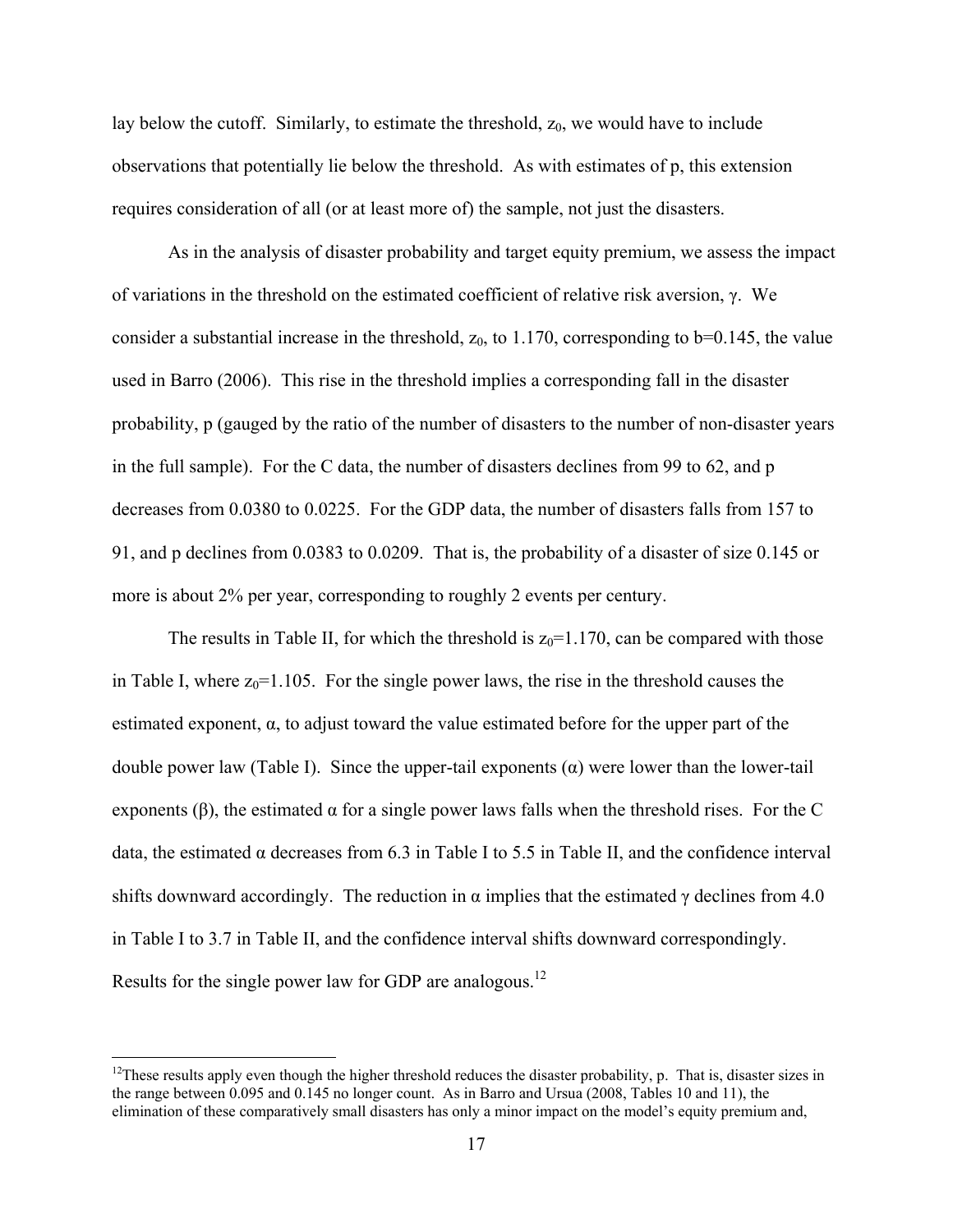lay below the cutoff. Similarly, to estimate the threshold, $z_0$, we would have to include observations that potentially lie below the threshold. As with estimates of p, this extension requires consideration of all (or at least more of) the sample, not just the disasters.

As in the analysis of disaster probability and target equity premium, we assess the impact of variations in the threshold on the estimated coefficient of relative risk aversion, $\gamma$. We consider a substantial increase in the threshold, $z_0$, to 1.170, corresponding to b=0.145, the value used in Barro (2006). This rise in the threshold implies a corresponding fall in the disaster probability, p (gauged by the ratio of the number of disasters to the number of non-disaster years in the full sample). For the C data, the number of disasters declines from 99 to 62, and p decreases from 0.0380 to 0.0225. For the GDP data, the number of disasters falls from 157 to 91, and p declines from 0.0383 to 0.0209. That is, the probability of a disaster of size 0.145 or more is about 2% per year, corresponding to roughly 2 events per century.

The results in Table II, for which the threshold is $z_0$=1.170, can be compared with those in Table I, where $z_0$=1.105. For the single power laws, the rise in the threshold causes the estimated exponent, $\alpha$, to adjust toward the value estimated before for the upper part of the double power law (Table I). Since the upper-tail exponents ($\alpha$) were lower than the lower-tail exponents ($\beta$), the estimated $\alpha$ for a single power laws falls when the threshold rises. For the C data, the estimated $\alpha$ decreases from 6.3 in Table I to 5.5 in Table II, and the confidence interval shifts downward accordingly. The reduction in $\alpha$ implies that the estimated $\gamma$ declines from 4.0 in Table I to 3.7 in Table II, and the confidence interval shifts downward correspondingly. Results for the single power law for GDP are analogous.[12]

[12]These results apply even though the higher threshold reduces the disaster probability, p. That is, disaster sizes in the range between 0.095 and 0.145 no longer count. As in Barro and Ursua (2008, Tables 10 and 11), the elimination of these comparatively small disasters has only a minor impact on the model's equity premium and,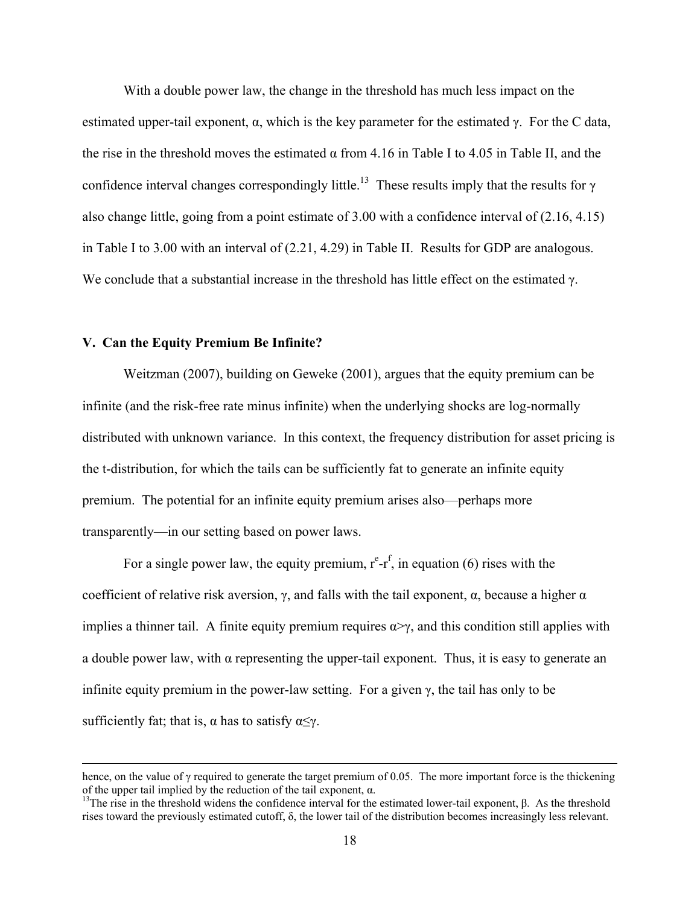With a double power law, the change in the threshold has much less impact on the estimated upper-tail exponent, α, which is the key parameter for the estimated γ. For the C data, the rise in the threshold moves the estimated α from 4.16 in Table I to 4.05 in Table II, and the confidence interval changes correspondingly little.[13] These results imply that the results for γ also change little, going from a point estimate of 3.00 with a confidence interval of (2.16, 4.15) in Table I to 3.00 with an interval of (2.21, 4.29) in Table II. Results for GDP are analogous. We conclude that a substantial increase in the threshold has little effect on the estimated γ.

## V. Can the Equity Premium Be Infinite?

Weitzman (2007), building on Geweke (2001), argues that the equity premium can be infinite (and the risk-free rate minus infinite) when the underlying shocks are log-normally distributed with unknown variance. In this context, the frequency distribution for asset pricing is the t-distribution, for which the tails can be sufficiently fat to generate an infinite equity premium. The potential for an infinite equity premium arises also—perhaps more transparently—in our setting based on power laws.

For a single power law, the equity premium, $r^e$-$r^f$, in equation (6) rises with the coefficient of relative risk aversion, γ, and falls with the tail exponent, α, because a higher α implies a thinner tail. A finite equity premium requires $\alpha>\gamma$, and this condition still applies with a double power law, with α representing the upper-tail exponent. Thus, it is easy to generate an infinite equity premium in the power-law setting. For a given γ, the tail has only to be sufficiently fat; that is, α has to satisfy $\alpha\leq\gamma$.

---

hence, on the value of γ required to generate the target premium of 0.05. The more important force is the thickening of the upper tail implied by the reduction of the tail exponent, α.

[13]The rise in the threshold widens the confidence interval for the estimated lower-tail exponent, β. As the threshold rises toward the previously estimated cutoff, δ, the lower tail of the distribution becomes increasingly less relevant.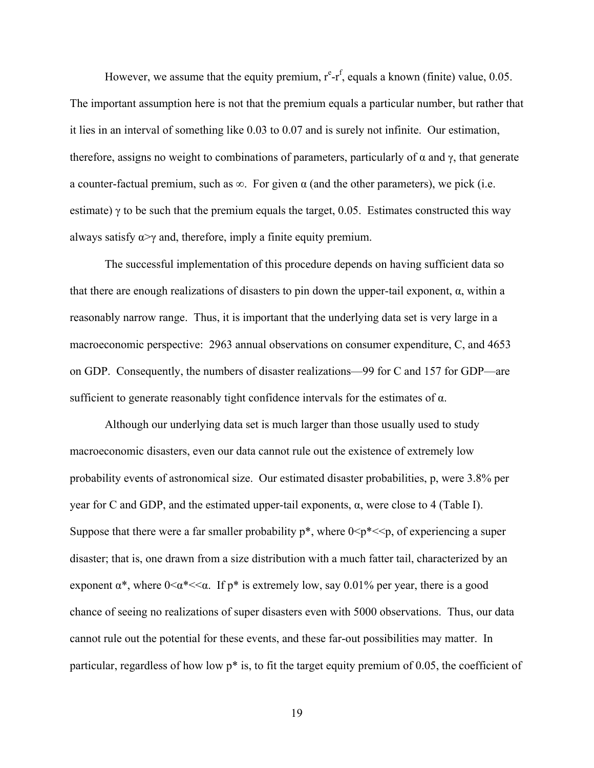However, we assume that the equity premium, $r^e$-$r^f$, equals a known (finite) value, 0.05. The important assumption here is not that the premium equals a particular number, but rather that it lies in an interval of something like 0.03 to 0.07 and is surely not infinite. Our estimation, therefore, assigns no weight to combinations of parameters, particularly of $\alpha$ and $\gamma$, that generate a counter-factual premium, such as $\infty$. For given $\alpha$ (and the other parameters), we pick (i.e. estimate) $\gamma$ to be such that the premium equals the target, 0.05. Estimates constructed this way always satisfy $\alpha > \gamma$ and, therefore, imply a finite equity premium.

The successful implementation of this procedure depends on having sufficient data so that there are enough realizations of disasters to pin down the upper-tail exponent, $\alpha$, within a reasonably narrow range. Thus, it is important that the underlying data set is very large in a macroeconomic perspective: 2963 annual observations on consumer expenditure, C, and 4653 on GDP. Consequently, the numbers of disaster realizations—99 for C and 157 for GDP—are sufficient to generate reasonably tight confidence intervals for the estimates of $\alpha$.

Although our underlying data set is much larger than those usually used to study macroeconomic disasters, even our data cannot rule out the existence of extremely low probability events of astronomical size. Our estimated disaster probabilities, p, were 3.8% per year for C and GDP, and the estimated upper-tail exponents, $\alpha$, were close to 4 (Table I). Suppose that there were a far smaller probability $p^*$, where $0 < p^* << p$, of experiencing a super disaster; that is, one drawn from a size distribution with a much fatter tail, characterized by an exponent $\alpha^*$, where $0 < \alpha^* << \alpha$. If $p^*$ is extremely low, say 0.01% per year, there is a good chance of seeing no realizations of super disasters even with 5000 observations. Thus, our data cannot rule out the potential for these events, and these far-out possibilities may matter. In particular, regardless of how low $p^*$ is, to fit the target equity premium of 0.05, the coefficient of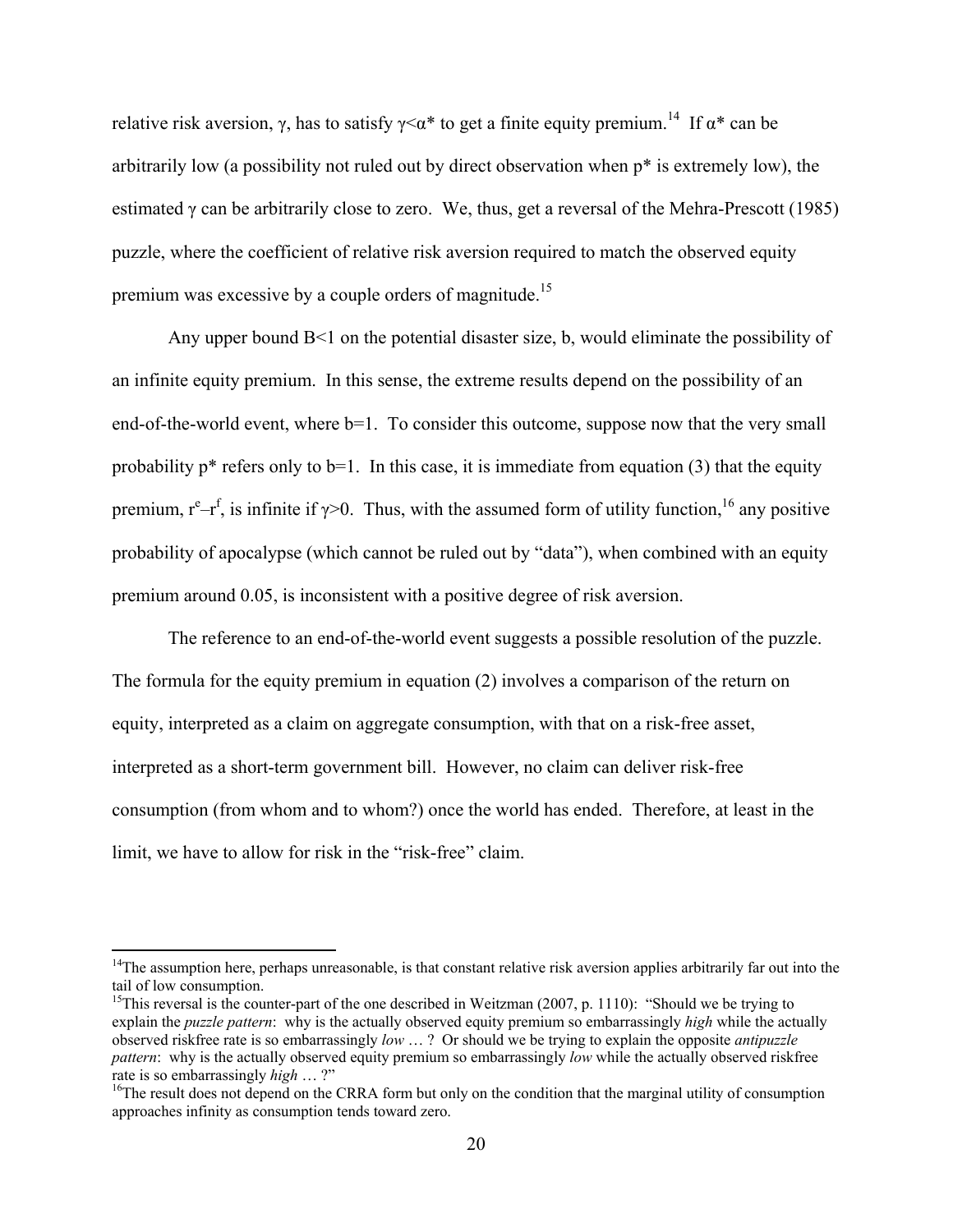relative risk aversion, $\gamma$, has to satisfy $\gamma<\alpha^*$ to get a finite equity premium.[14] If $\alpha^*$ can be arbitrarily low (a possibility not ruled out by direct observation when $p^*$ is extremely low), the estimated $\gamma$ can be arbitrarily close to zero. We, thus, get a reversal of the Mehra-Prescott (1985) puzzle, where the coefficient of relative risk aversion required to match the observed equity premium was excessive by a couple orders of magnitude.[15]

Any upper bound $B<1$ on the potential disaster size, b, would eliminate the possibility of an infinite equity premium. In this sense, the extreme results depend on the possibility of an end-of-the-world event, where $b=1$. To consider this outcome, suppose now that the very small probability $p^*$ refers only to $b=1$. In this case, it is immediate from equation (3) that the equity premium, $r^e-r^f$, is infinite if $\gamma>0$. Thus, with the assumed form of utility function,[16] any positive probability of apocalypse (which cannot be ruled out by "data"), when combined with an equity premium around 0.05, is inconsistent with a positive degree of risk aversion.

The reference to an end-of-the-world event suggests a possible resolution of the puzzle. The formula for the equity premium in equation (2) involves a comparison of the return on equity, interpreted as a claim on aggregate consumption, with that on a risk-free asset, interpreted as a short-term government bill. However, no claim can deliver risk-free consumption (from whom and to whom?) once the world has ended. Therefore, at least in the limit, we have to allow for risk in the "risk-free" claim.

---

[14]The assumption here, perhaps unreasonable, is that constant relative risk aversion applies arbitrarily far out into the tail of low consumption.

[15]This reversal is the counter-part of the one described in Weitzman (2007, p. 1110): "Should we be trying to explain the *puzzle pattern*: why is the actually observed equity premium so embarrassingly *high* while the actually observed riskfree rate is so embarrassingly *low* … ? Or should we be trying to explain the opposite *antipuzzle pattern*: why is the actually observed equity premium so embarrassingly *low* while the actually observed riskfree rate is so embarrassingly *high* … ?"

[16]The result does not depend on the CRRA form but only on the condition that the marginal utility of consumption approaches infinity as consumption tends toward zero.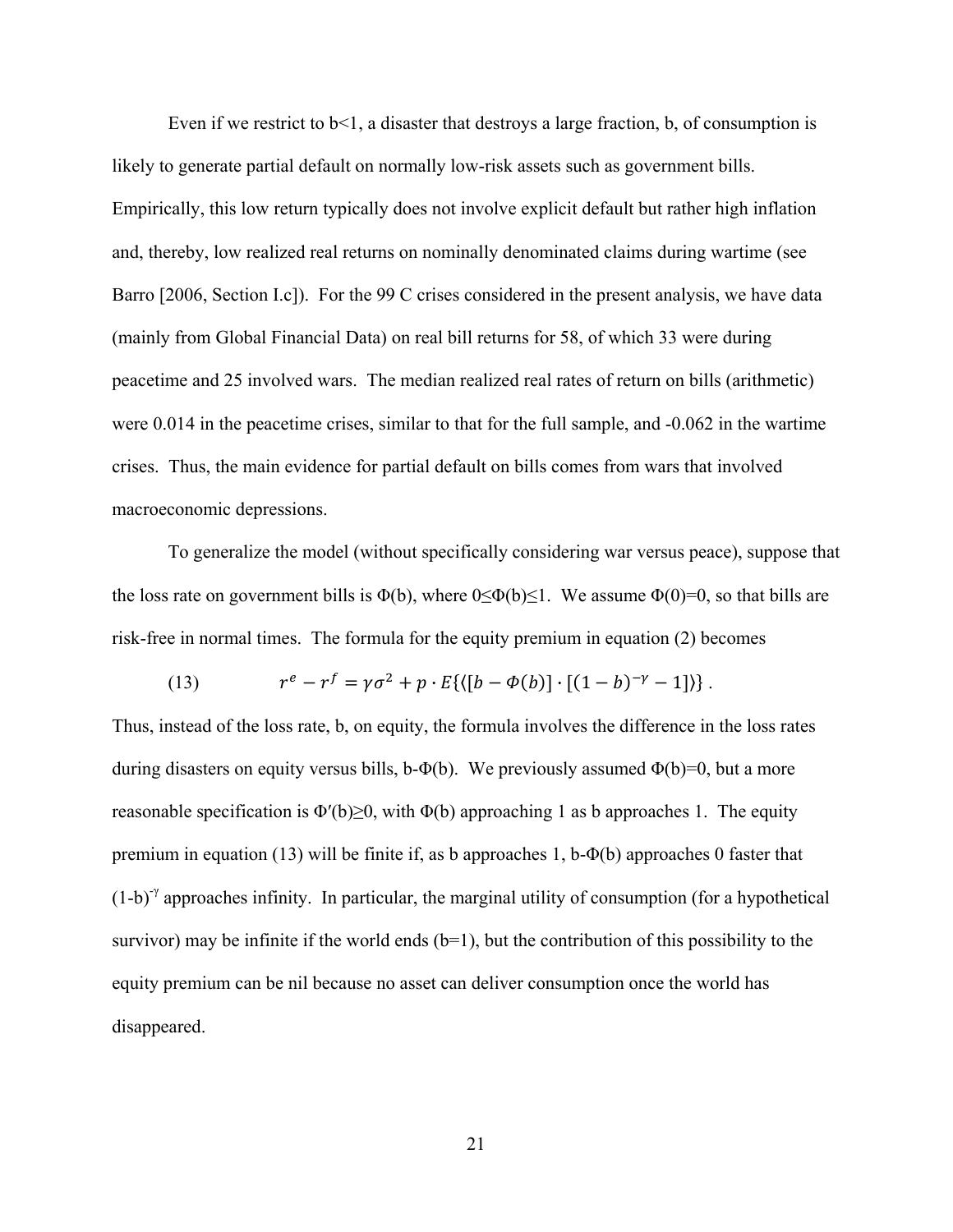Even if we restrict to $b<1$, a disaster that destroys a large fraction, $b$, of consumption is likely to generate partial default on normally low-risk assets such as government bills. Empirically, this low return typically does not involve explicit default but rather high inflation and, thereby, low realized real returns on nominally denominated claims during wartime (see Barro [2006, Section I.c]). For the 99 C crises considered in the present analysis, we have data (mainly from Global Financial Data) on real bill returns for 58, of which 33 were during peacetime and 25 involved wars. The median realized real rates of return on bills (arithmetic) were 0.014 in the peacetime crises, similar to that for the full sample, and -0.062 in the wartime crises. Thus, the main evidence for partial default on bills comes from wars that involved macroeconomic depressions.

To generalize the model (without specifically considering war versus peace), suppose that the loss rate on government bills is $\Phi(b)$, where $0 \leq \Phi(b) \leq 1$. We assume $\Phi(0)=0$, so that bills are risk-free in normal times. The formula for the equity premium in equation (2) becomes

$$r^e - r^f = \gamma\sigma^2 + p \cdot E\{\langle[b - \Phi(b)] \cdot [(1-b)^{-\gamma} - 1]\rangle\} . \tag{13}$$

Thus, instead of the loss rate, $b$, on equity, the formula involves the difference in the loss rates during disasters on equity versus bills, $b-\Phi(b)$. We previously assumed $\Phi(b)=0$, but a more reasonable specification is $\Phi'(b) \geq 0$, with $\Phi(b)$ approaching 1 as $b$ approaches 1. The equity premium in equation (13) will be finite if, as $b$ approaches 1, $b-\Phi(b)$ approaches 0 faster that $(1-b)^{-\gamma}$ approaches infinity. In particular, the marginal utility of consumption (for a hypothetical survivor) may be infinite if the world ends ($b=1$), but the contribution of this possibility to the equity premium can be nil because no asset can deliver consumption once the world has disappeared.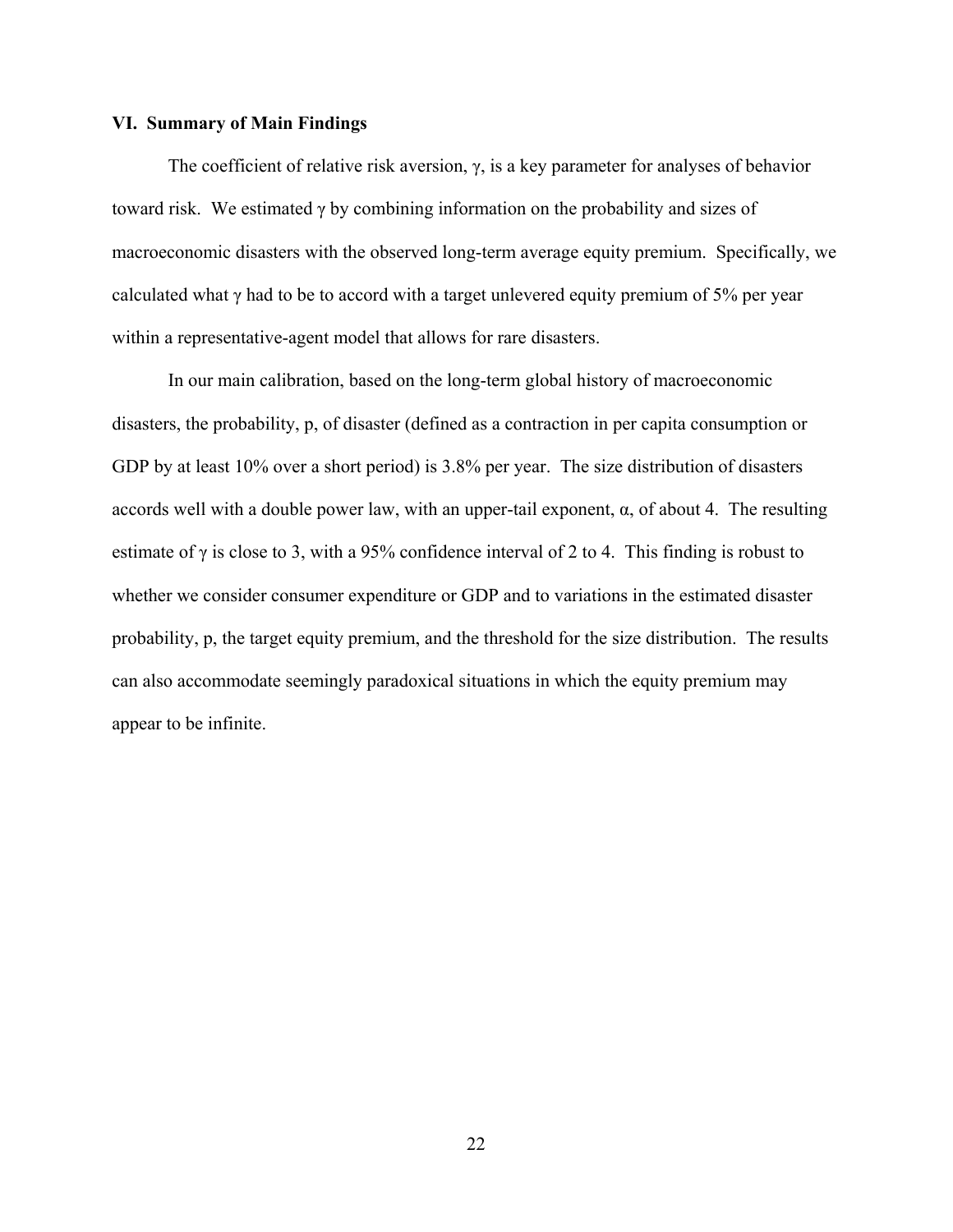## VI. Summary of Main Findings

The coefficient of relative risk aversion, $\gamma$, is a key parameter for analyses of behavior toward risk. We estimated $\gamma$ by combining information on the probability and sizes of macroeconomic disasters with the observed long-term average equity premium. Specifically, we calculated what $\gamma$ had to be to accord with a target unlevered equity premium of 5% per year within a representative-agent model that allows for rare disasters.

In our main calibration, based on the long-term global history of macroeconomic disasters, the probability, $p$, of disaster (defined as a contraction in per capita consumption or GDP by at least 10% over a short period) is 3.8% per year. The size distribution of disasters accords well with a double power law, with an upper-tail exponent, $\alpha$, of about 4. The resulting estimate of $\gamma$ is close to 3, with a 95% confidence interval of 2 to 4. This finding is robust to whether we consider consumer expenditure or GDP and to variations in the estimated disaster probability, $p$, the target equity premium, and the threshold for the size distribution. The results can also accommodate seemingly paradoxical situations in which the equity premium may appear to be infinite.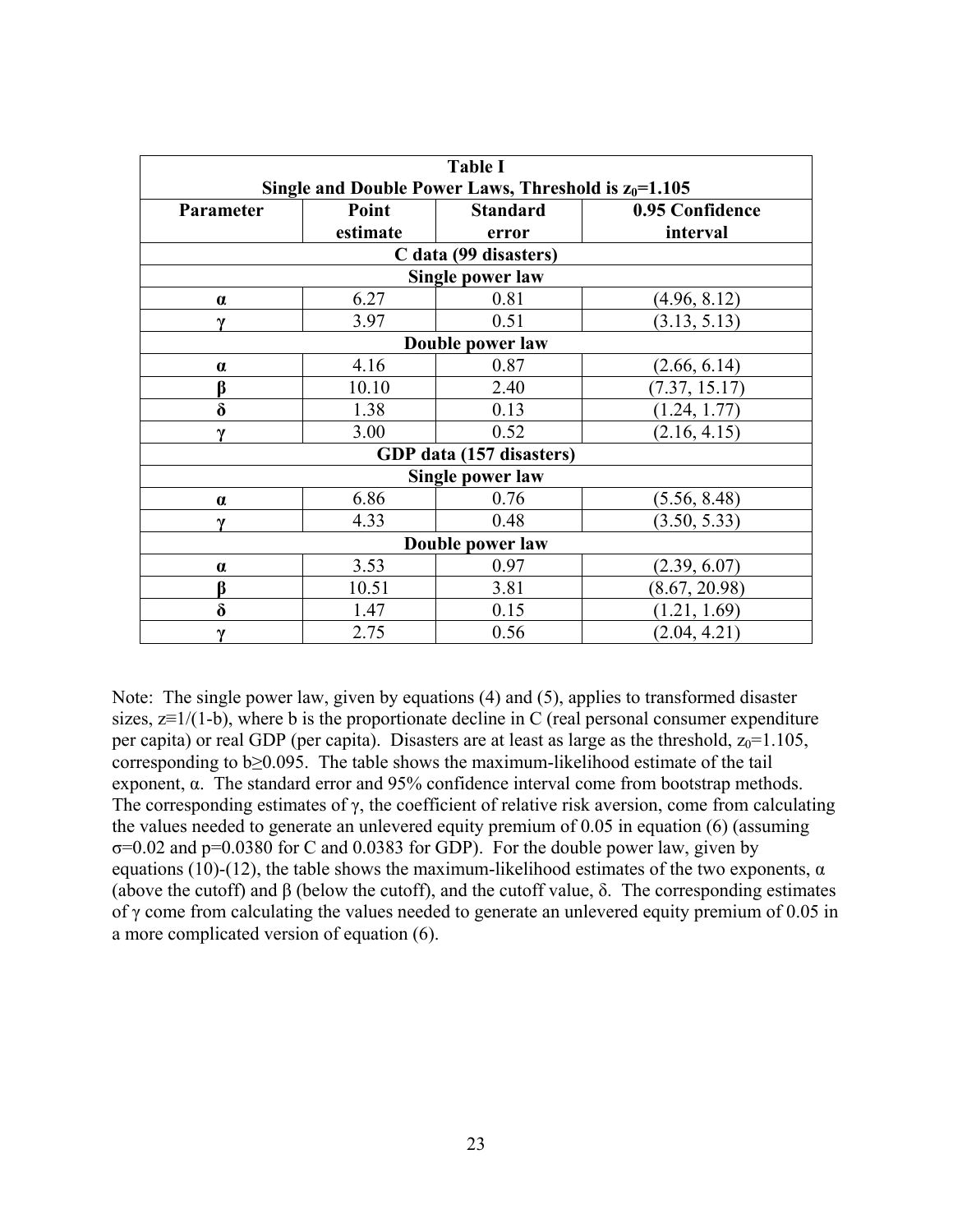**Table I**
**Single and Double Power Laws, Threshold is $z_0$=1.105**

| Parameter | Point estimate | Standard error | 0.95 Confidence interval |
|---|---|---|---|
| **C data (99 disasters)** | | | |
| **Single power law** | | | |
| **α** | 6.27 | 0.81 | (4.96, 8.12) |
| **γ** | 3.97 | 0.51 | (3.13, 5.13) |
| **Double power law** | | | |
| **α** | 4.16 | 0.87 | (2.66, 6.14) |
| **β** | 10.10 | 2.40 | (7.37, 15.17) |
| **δ** | 1.38 | 0.13 | (1.24, 1.77) |
| **γ** | 3.00 | 0.52 | (2.16, 4.15) |
| **GDP data (157 disasters)** | | | |
| **Single power law** | | | |
| **α** | 6.86 | 0.76 | (5.56, 8.48) |
| **γ** | 4.33 | 0.48 | (3.50, 5.33) |
| **Double power law** | | | |
| **α** | 3.53 | 0.97 | (2.39, 6.07) |
| **β** | 10.51 | 3.81 | (8.67, 20.98) |
| **δ** | 1.47 | 0.15 | (1.21, 1.69) |
| **γ** | 2.75 | 0.56 | (2.04, 4.21) |

Note: The single power law, given by equations (4) and (5), applies to transformed disaster sizes, $z \equiv 1/(1-b)$, where b is the proportionate decline in C (real personal consumer expenditure per capita) or real GDP (per capita). Disasters are at least as large as the threshold, $z_0=1.105$, corresponding to $b \geq 0.095$. The table shows the maximum-likelihood estimate of the tail exponent, α. The standard error and 95% confidence interval come from bootstrap methods. The corresponding estimates of γ, the coefficient of relative risk aversion, come from calculating the values needed to generate an unlevered equity premium of 0.05 in equation (6) (assuming $\sigma=0.02$ and $p=0.0380$ for C and 0.0383 for GDP). For the double power law, given by equations (10)-(12), the table shows the maximum-likelihood estimates of the two exponents, α (above the cutoff) and β (below the cutoff), and the cutoff value, δ. The corresponding estimates of γ come from calculating the values needed to generate an unlevered equity premium of 0.05 in a more complicated version of equation (6).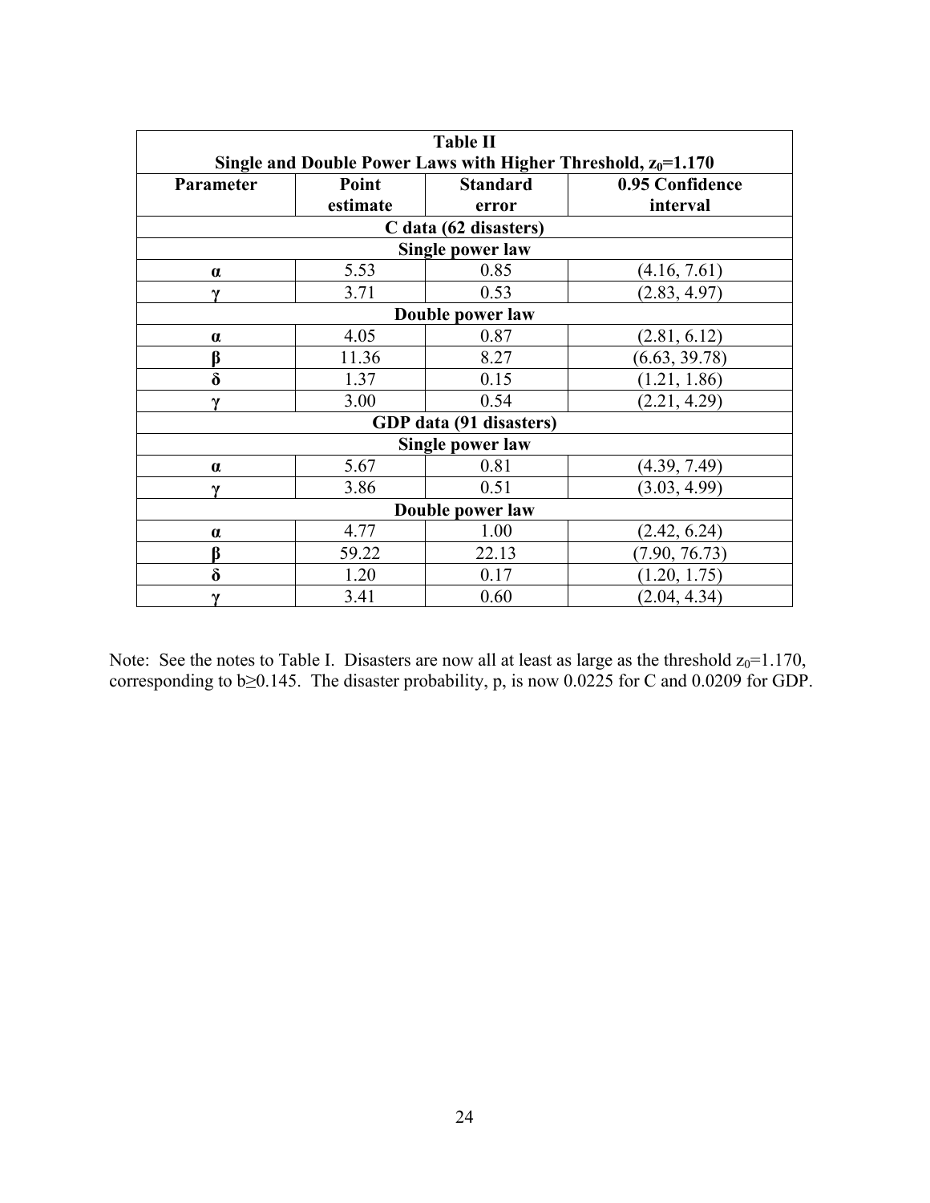| Table II<br>Single and Double Power Laws with Higher Threshold, $z_0$=1.170 | | | |
|---|---|---|---|
| **Parameter** | **Point estimate** | **Standard error** | **0.95 Confidence interval** |
| **C data (62 disasters)** | | | |
| **Single power law** | | | |
| **α** | 5.53 | 0.85 | (4.16, 7.61) |
| **γ** | 3.71 | 0.53 | (2.83, 4.97) |
| **Double power law** | | | |
| **α** | 4.05 | 0.87 | (2.81, 6.12) |
| **β** | 11.36 | 8.27 | (6.63, 39.78) |
| **δ** | 1.37 | 0.15 | (1.21, 1.86) |
| **γ** | 3.00 | 0.54 | (2.21, 4.29) |
| **GDP data (91 disasters)** | | | |
| **Single power law** | | | |
| **α** | 5.67 | 0.81 | (4.39, 7.49) |
| **γ** | 3.86 | 0.51 | (3.03, 4.99) |
| **Double power law** | | | |
| **α** | 4.77 | 1.00 | (2.42, 6.24) |
| **β** | 59.22 | 22.13 | (7.90, 76.73) |
| **δ** | 1.20 | 0.17 | (1.20, 1.75) |
| **γ** | 3.41 | 0.60 | (2.04, 4.34) |

Note: See the notes to Table I. Disasters are now all at least as large as the threshold $z_0$=1.170, corresponding to $b \geq 0.145$. The disaster probability, p, is now 0.0225 for C and 0.0209 for GDP.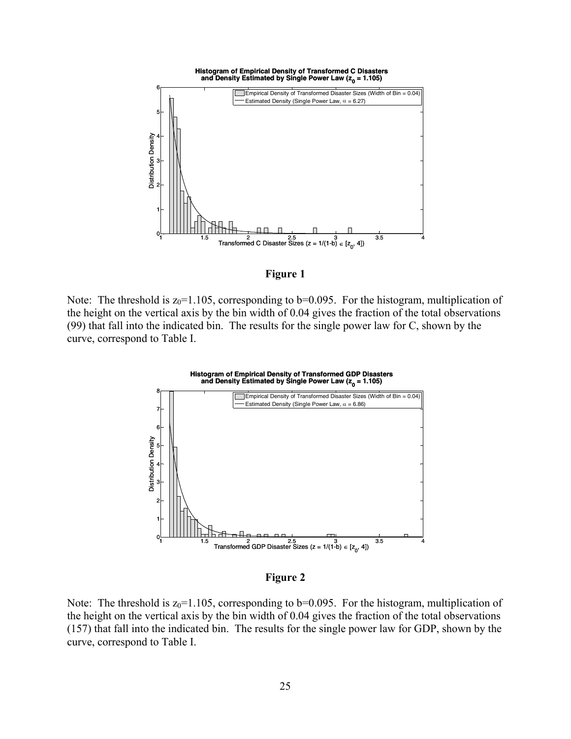**Figure 1**

Note: The threshold is $z_0$=1.105, corresponding to b=0.095. For the histogram, multiplication of the height on the vertical axis by the bin width of 0.04 gives the fraction of the total observations (99) that fall into the indicated bin. The results for the single power law for C, shown by the curve, correspond to Table I.

**Figure 2**

Note: The threshold is $z_0$=1.105, corresponding to b=0.095. For the histogram, multiplication of the height on the vertical axis by the bin width of 0.04 gives the fraction of the total observations (157) that fall into the indicated bin. The results for the single power law for GDP, shown by the curve, correspond to Table I.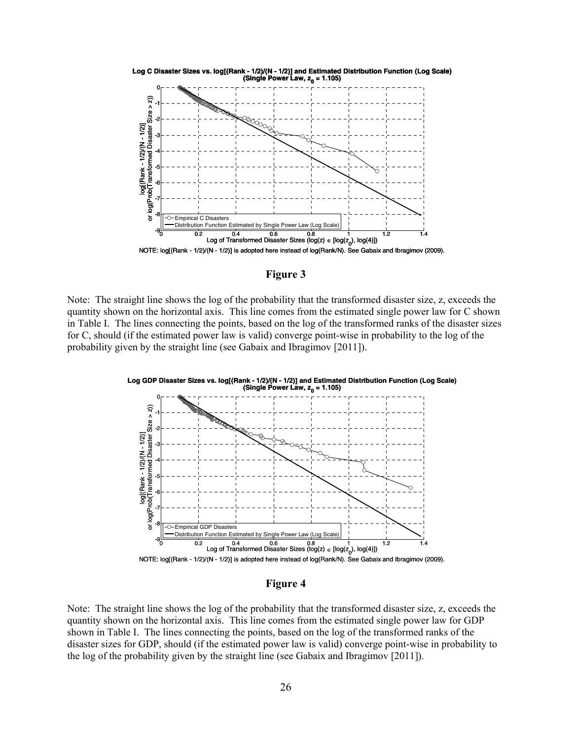**Figure 3**

Note: The straight line shows the log of the probability that the transformed disaster size, z, exceeds the quantity shown on the horizontal axis. This line comes from the estimated single power law for C shown in Table I. The lines connecting the points, based on the log of the transformed ranks of the disaster sizes for C, should (if the estimated power law is valid) converge point-wise in probability to the log of the probability given by the straight line (see Gabaix and Ibragimov [2011]).

**Figure 4**

Note: The straight line shows the log of the probability that the transformed disaster size, z, exceeds the quantity shown on the horizontal axis. This line comes from the estimated single power law for GDP shown in Table I. The lines connecting the points, based on the log of the transformed ranks of the disaster sizes for GDP, should (if the estimated power law is valid) converge point-wise in probability to the log of the probability given by the straight line (see Gabaix and Ibragimov [2011]).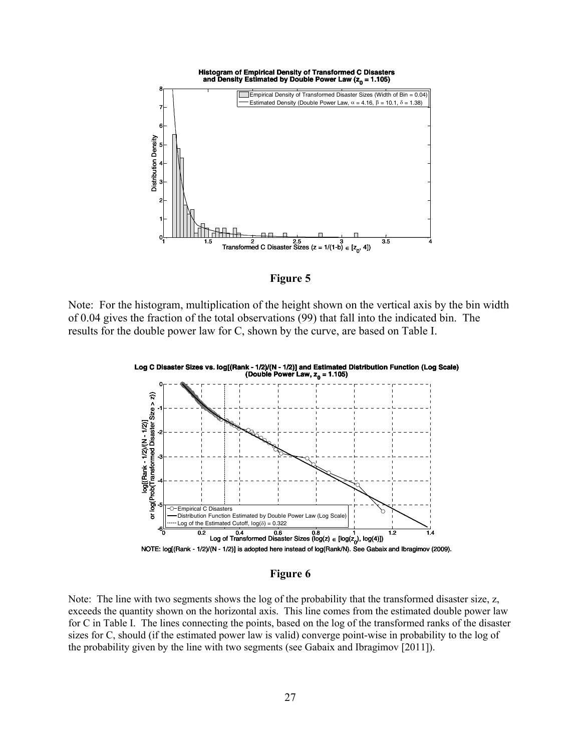**Figure 5**

Note: For the histogram, multiplication of the height shown on the vertical axis by the bin width of 0.04 gives the fraction of the total observations (99) that fall into the indicated bin. The results for the double power law for C, shown by the curve, are based on Table I.

**Figure 6**

Note: The line with two segments shows the log of the probability that the transformed disaster size, z, exceeds the quantity shown on the horizontal axis. This line comes from the estimated double power law for C in Table I. The lines connecting the points, based on the log of the transformed ranks of the disaster sizes for C, should (if the estimated power law is valid) converge point-wise in probability to the log of the probability given by the line with two segments (see Gabaix and Ibragimov [2011]).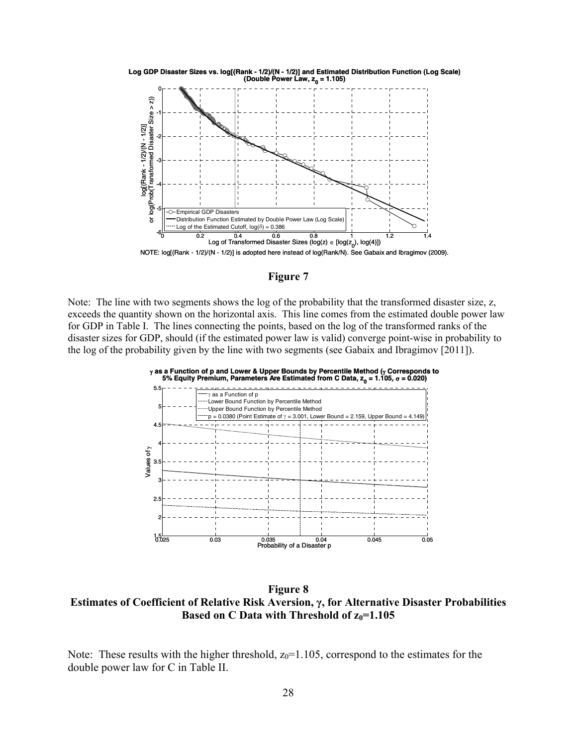**Figure 7**

Note: The line with two segments shows the log of the probability that the transformed disaster size, z, exceeds the quantity shown on the horizontal axis. This line comes from the estimated double power law for GDP in Table I. The lines connecting the points, based on the log of the transformed ranks of the disaster sizes for GDP, should (if the estimated power law is valid) converge point-wise in probability to the log of the probability given by the line with two segments (see Gabaix and Ibragimov [2011]).

**Figure 8**
**Estimates of Coefficient of Relative Risk Aversion, γ, for Alternative Disaster Probabilities Based on C Data with Threshold of $z_0$=1.105**

Note: These results with the higher threshold, $z_0$=1.105, correspond to the estimates for the double power law for C in Table II.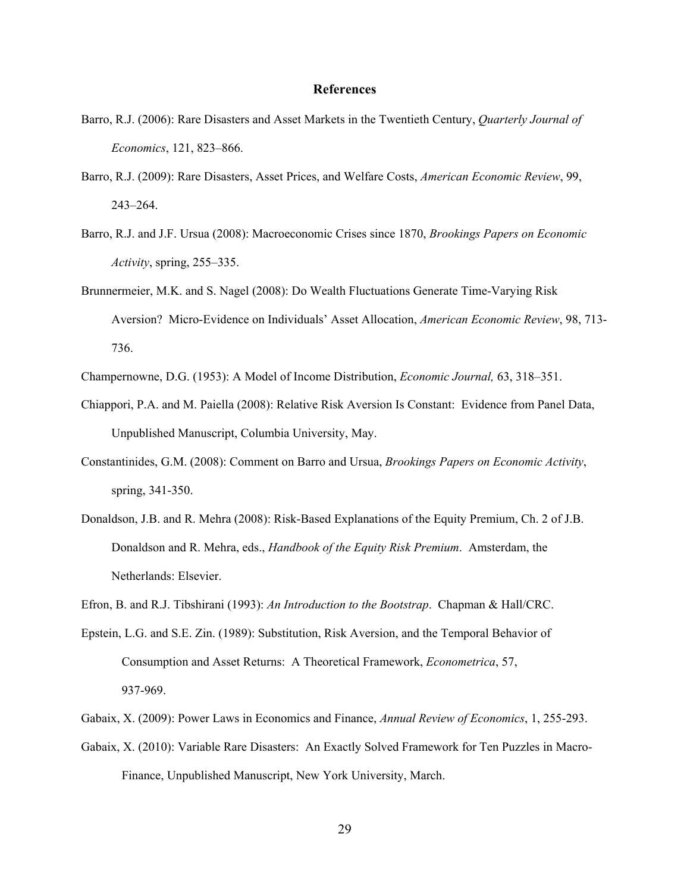## References

Barro, R.J. (2006): Rare Disasters and Asset Markets in the Twentieth Century, *Quarterly Journal of Economics*, 121, 823–866.

Barro, R.J. (2009): Rare Disasters, Asset Prices, and Welfare Costs, *American Economic Review*, 99, 243–264.

Barro, R.J. and J.F. Ursua (2008): Macroeconomic Crises since 1870, *Brookings Papers on Economic Activity*, spring, 255–335.

Brunnermeier, M.K. and S. Nagel (2008): Do Wealth Fluctuations Generate Time-Varying Risk Aversion? Micro-Evidence on Individuals' Asset Allocation, *American Economic Review*, 98, 713-736.

Champernowne, D.G. (1953): A Model of Income Distribution, *Economic Journal,* 63, 318–351.

Chiappori, P.A. and M. Paiella (2008): Relative Risk Aversion Is Constant: Evidence from Panel Data, Unpublished Manuscript, Columbia University, May.

Constantinides, G.M. (2008): Comment on Barro and Ursua, *Brookings Papers on Economic Activity*, spring, 341-350.

Donaldson, J.B. and R. Mehra (2008): Risk-Based Explanations of the Equity Premium, Ch. 2 of J.B. Donaldson and R. Mehra, eds., *Handbook of the Equity Risk Premium*. Amsterdam, the Netherlands: Elsevier.

Efron, B. and R.J. Tibshirani (1993): *An Introduction to the Bootstrap*. Chapman & Hall/CRC.

Epstein, L.G. and S.E. Zin. (1989): Substitution, Risk Aversion, and the Temporal Behavior of Consumption and Asset Returns: A Theoretical Framework, *Econometrica*, 57, 937-969.

Gabaix, X. (2009): Power Laws in Economics and Finance, *Annual Review of Economics*, 1, 255-293.

Gabaix, X. (2010): Variable Rare Disasters: An Exactly Solved Framework for Ten Puzzles in Macro-Finance, Unpublished Manuscript, New York University, March.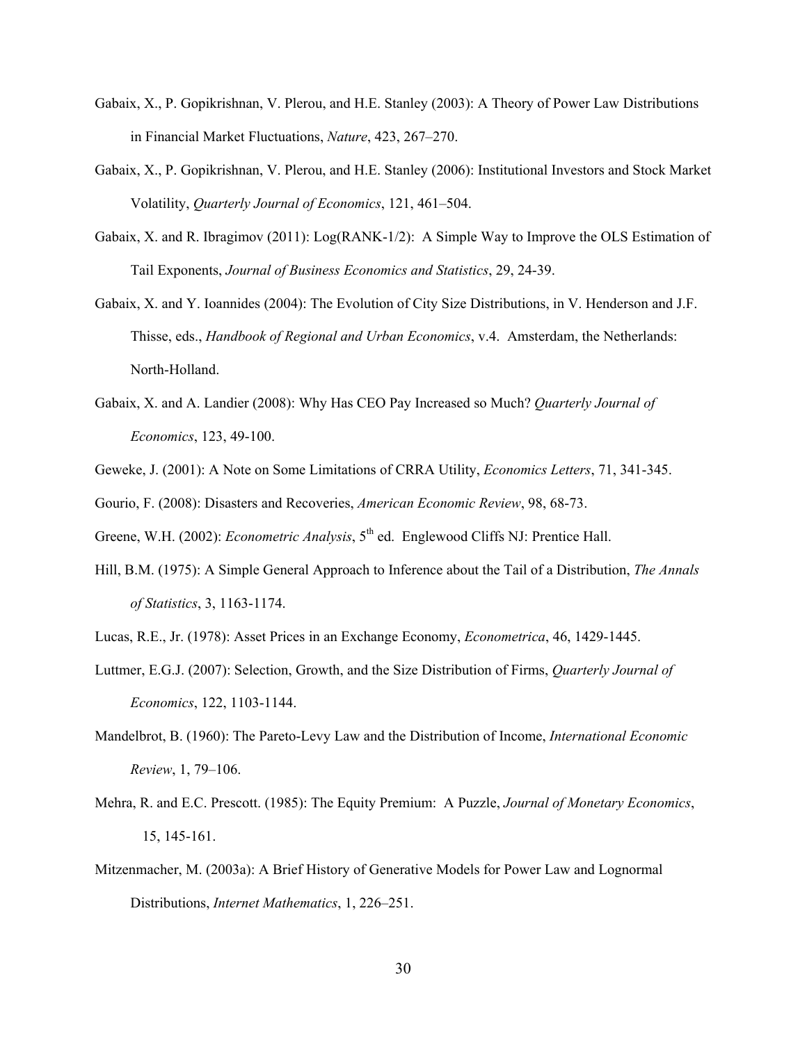Gabaix, X., P. Gopikrishnan, V. Plerou, and H.E. Stanley (2003): A Theory of Power Law Distributions in Financial Market Fluctuations, *Nature*, 423, 267–270.

Gabaix, X., P. Gopikrishnan, V. Plerou, and H.E. Stanley (2006): Institutional Investors and Stock Market Volatility, *Quarterly Journal of Economics*, 121, 461–504.

Gabaix, X. and R. Ibragimov (2011): Log(RANK-1/2): A Simple Way to Improve the OLS Estimation of Tail Exponents, *Journal of Business Economics and Statistics*, 29, 24-39.

Gabaix, X. and Y. Ioannides (2004): The Evolution of City Size Distributions, in V. Henderson and J.F. Thisse, eds., *Handbook of Regional and Urban Economics*, v.4. Amsterdam, the Netherlands: North-Holland.

Gabaix, X. and A. Landier (2008): Why Has CEO Pay Increased so Much? *Quarterly Journal of Economics*, 123, 49-100.

Geweke, J. (2001): A Note on Some Limitations of CRRA Utility, *Economics Letters*, 71, 341-345.

Gourio, F. (2008): Disasters and Recoveries, *American Economic Review*, 98, 68-73.

Greene, W.H. (2002): *Econometric Analysis*, 5th ed. Englewood Cliffs NJ: Prentice Hall.

Hill, B.M. (1975): A Simple General Approach to Inference about the Tail of a Distribution, *The Annals of Statistics*, 3, 1163-1174.

Lucas, R.E., Jr. (1978): Asset Prices in an Exchange Economy, *Econometrica*, 46, 1429-1445.

Luttmer, E.G.J. (2007): Selection, Growth, and the Size Distribution of Firms, *Quarterly Journal of Economics*, 122, 1103-1144.

Mandelbrot, B. (1960): The Pareto-Levy Law and the Distribution of Income, *International Economic Review*, 1, 79–106.

Mehra, R. and E.C. Prescott. (1985): The Equity Premium: A Puzzle, *Journal of Monetary Economics*, 15, 145-161.

Mitzenmacher, M. (2003a): A Brief History of Generative Models for Power Law and Lognormal Distributions, *Internet Mathematics*, 1, 226–251.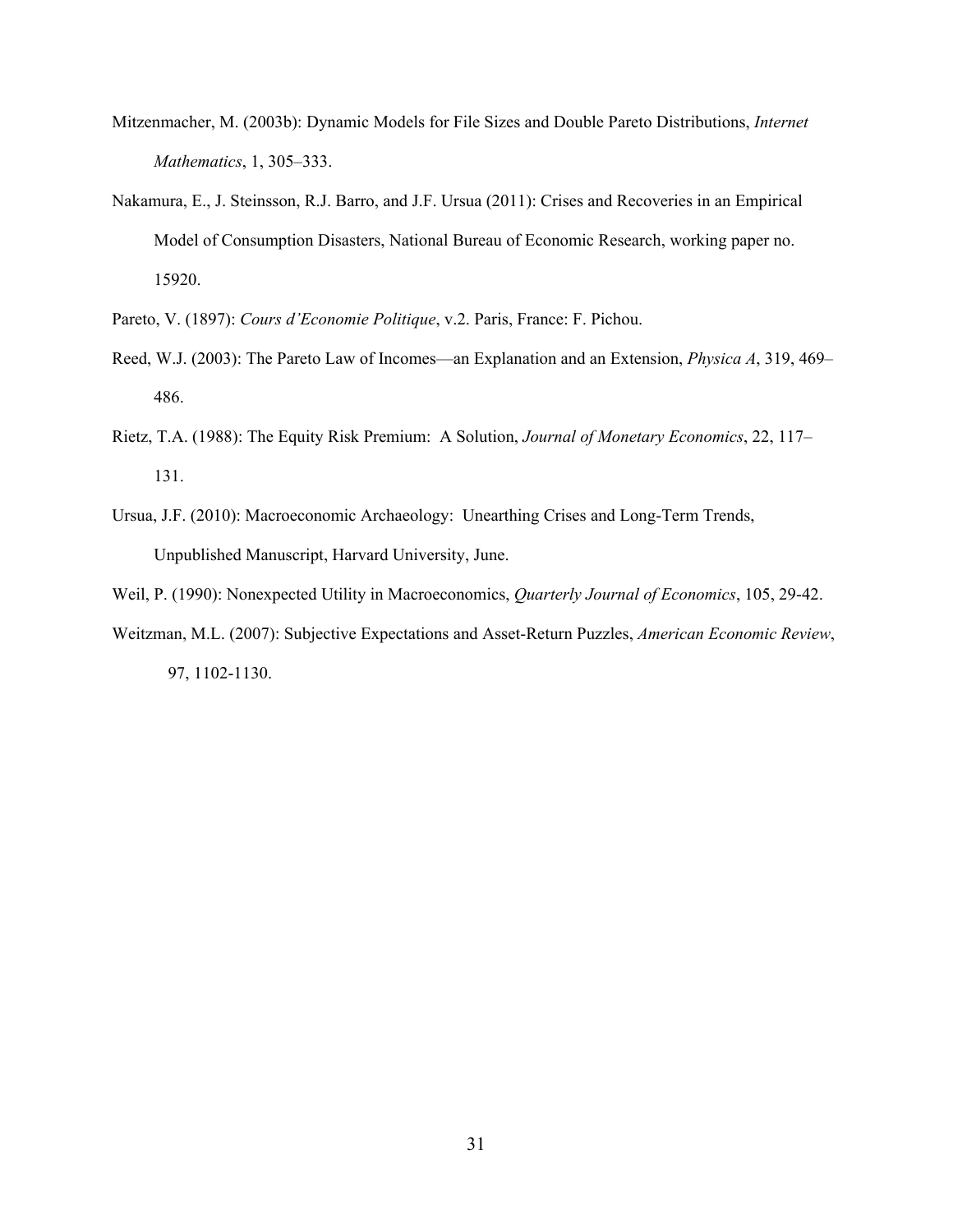Mitzenmacher, M. (2003b): Dynamic Models for File Sizes and Double Pareto Distributions, *Internet Mathematics*, 1, 305–333.

Nakamura, E., J. Steinsson, R.J. Barro, and J.F. Ursua (2011): Crises and Recoveries in an Empirical Model of Consumption Disasters, National Bureau of Economic Research, working paper no. 15920.

Pareto, V. (1897): *Cours d'Economie Politique*, v.2. Paris, France: F. Pichou.

Reed, W.J. (2003): The Pareto Law of Incomes—an Explanation and an Extension, *Physica A*, 319, 469–486.

Rietz, T.A. (1988): The Equity Risk Premium: A Solution, *Journal of Monetary Economics*, 22, 117–131.

Ursua, J.F. (2010): Macroeconomic Archaeology: Unearthing Crises and Long-Term Trends, Unpublished Manuscript, Harvard University, June.

Weil, P. (1990): Nonexpected Utility in Macroeconomics, *Quarterly Journal of Economics*, 105, 29-42.

Weitzman, M.L. (2007): Subjective Expectations and Asset-Return Puzzles, *American Economic Review*, 97, 1102-1130.